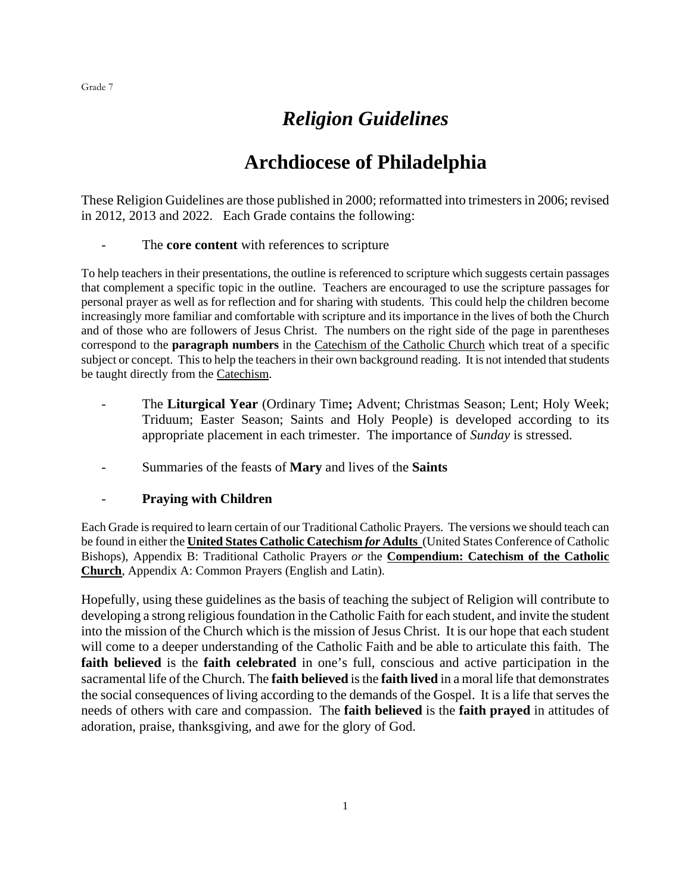# *Religion Guidelines*

# Archdiocese of Philadelphia

These Religion Guidelines are those published in 2000; reformatted into trimesters in 2006; revised in 2012, 2013 and 2022. Each Grade contains the following:

- The **core content** with references to scripture

To help teachers in their presentations, the outline is referenced to scripture which suggests certain passages that complement a specific topic in the outline. Teachers are encouraged to use the scripture passages for personal prayer as well as for reflection and for sharing with students. This could help the children become increasingly more familiar and comfortable with scripture and its importance in the lives of both the Church and of those who are followers of Jesus Christ. The numbers on the right side of the page in parentheses correspond to the **paragraph numbers** in the Catechism of the Catholic Church which treat of a specific subject or concept. This to help the teachers in their own background reading. It is not intended that students be taught directly from the Catechism.

- The **Liturgical Year** (Ordinary Time**;** Advent; Christmas Season; Lent; Holy Week; Triduum; Easter Season; Saints and Holy People) is developed according to its appropriate placement in each trimester. The importance of *Sunday* is stressed.

- Summaries of the feasts of **Mary** and lives of the **Saints**

- **Praying with Children**

Each Grade is required to learn certain of our Traditional Catholic Prayers. The versions we should teach can be found in either the **United States Catholic Catechism *for* Adults** (United States Conference of Catholic Bishops), Appendix B: Traditional Catholic Prayers *or* the **Compendium: Catechism of the Catholic Church**, Appendix A: Common Prayers (English and Latin).

Hopefully, using these guidelines as the basis of teaching the subject of Religion will contribute to developing a strong religious foundation in the Catholic Faith for each student, and invite the student into the mission of the Church which is the mission of Jesus Christ. It is our hope that each student will come to a deeper understanding of the Catholic Faith and be able to articulate this faith. The **faith believed** is the **faith celebrated** in one's full, conscious and active participation in the sacramental life of the Church. The **faith believed** is the **faith lived** in a moral life that demonstrates the social consequences of living according to the demands of the Gospel. It is a life that serves the needs of others with care and compassion. The **faith believed** is the **faith prayed** in attitudes of adoration, praise, thanksgiving, and awe for the glory of God.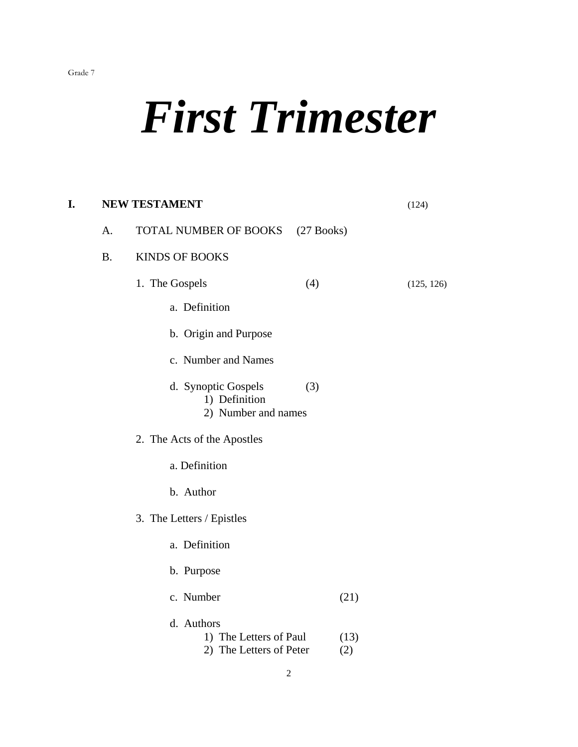Grade 7

# *First Trimester*

**I. NEW TESTAMENT** (124)

A. TOTAL NUMBER OF BOOKS (27 Books)

B. KINDS OF BOOKS

1. The Gospels (4) (125, 126)

    a. Definition

    b. Origin and Purpose

    c. Number and Names

    d. Synoptic Gospels (3)
        1) Definition
        2) Number and names

2. The Acts of the Apostles

    a. Definition

    b. Author

3. The Letters / Epistles

    a. Definition

    b. Purpose

    c. Number (21)

    d. Authors
        1) The Letters of Paul (13)
        2) The Letters of Peter (2)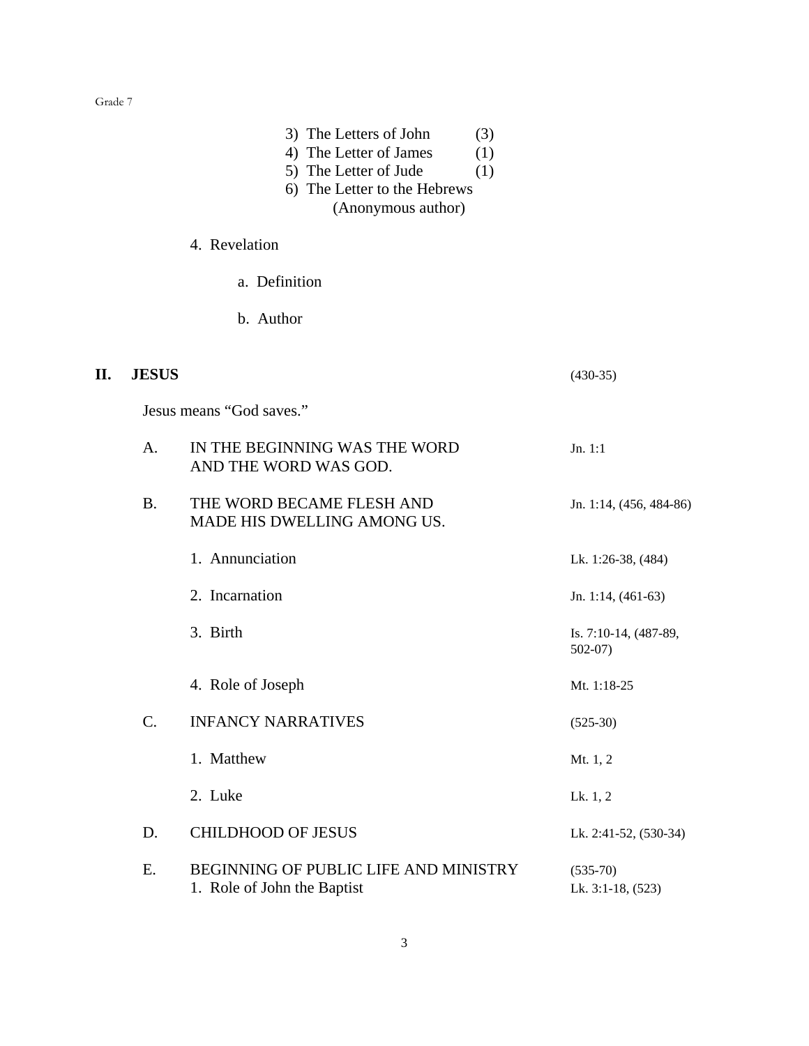3) The Letters of John (3)
4) The Letter of James (1)
5) The Letter of Jude (1)
6) The Letter to the Hebrews (Anonymous author)

4. Revelation

a. Definition

b. Author

## II. JESUS (430-35)

Jesus means "God saves."

| | | |
|---|---|---|
| A. | IN THE BEGINNING WAS THE WORD AND THE WORD WAS GOD. | Jn. 1:1 |
| B. | THE WORD BECAME FLESH AND MADE HIS DWELLING AMONG US. | Jn. 1:14, (456, 484-86) |
| | 1. Annunciation | Lk. 1:26-38, (484) |
| | 2. Incarnation | Jn. 1:14, (461-63) |
| | 3. Birth | Is. 7:10-14, (487-89, 502-07) |
| | 4. Role of Joseph | Mt. 1:18-25 |
| C. | INFANCY NARRATIVES | (525-30) |
| | 1. Matthew | Mt. 1, 2 |
| | 2. Luke | Lk. 1, 2 |
| D. | CHILDHOOD OF JESUS | Lk. 2:41-52, (530-34) |
| E. | BEGINNING OF PUBLIC LIFE AND MINISTRY | (535-70) |
| | 1. Role of John the Baptist | Lk. 3:1-18, (523) |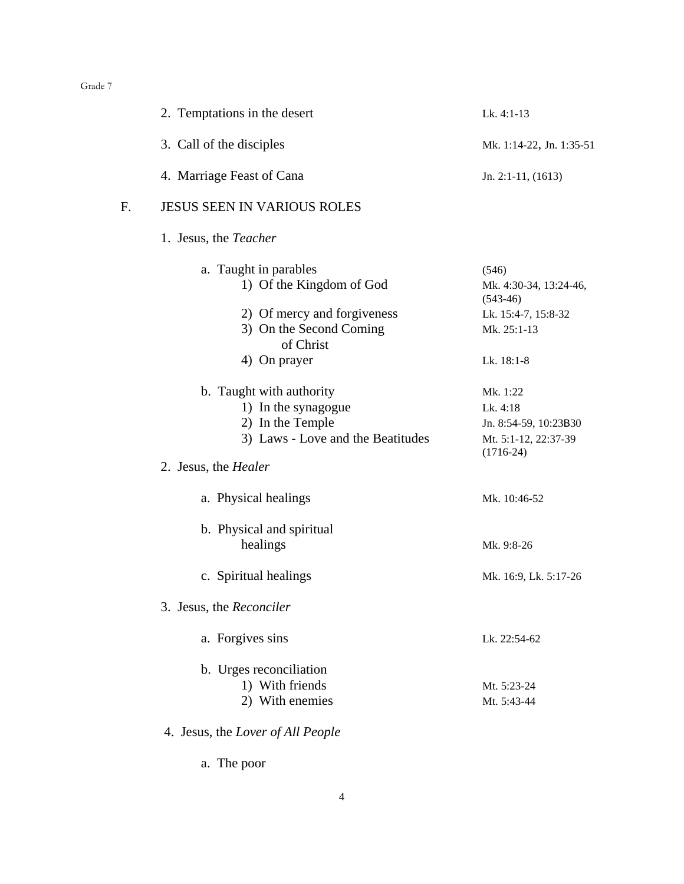2. Temptations in the desert — Lk. 4:1-13

3. Call of the disciples — Mk. 1:14-22, Jn. 1:35-51

4. Marriage Feast of Cana — Jn. 2:1-11, (1613)

F. JESUS SEEN IN VARIOUS ROLES

1. Jesus, the *Teacher*

   a. Taught in parables — (546)
      1) Of the Kingdom of God — Mk. 4:30-34, 13:24-46, (543-46)
      2) Of mercy and forgiveness — Lk. 15:4-7, 15:8-32
      3) On the Second Coming of Christ — Mk. 25:1-13
      4) On prayer — Lk. 18:1-8

   b. Taught with authority — Mk. 1:22
      1) In the synagogue — Lk. 4:18
      2) In the Temple — Jn. 8:54-59, 10:23B30
      3) Laws - Love and the Beatitudes — Mt. 5:1-12, 22:37-39 (1716-24)

2. Jesus, the *Healer*

   a. Physical healings — Mk. 10:46-52

   b. Physical and spiritual healings — Mk. 9:8-26

   c. Spiritual healings — Mk. 16:9, Lk. 5:17-26

3. Jesus, the *Reconciler*

   a. Forgives sins — Lk. 22:54-62

   b. Urges reconciliation
      1) With friends — Mt. 5:23-24
      2) With enemies — Mt. 5:43-44

4. Jesus, the *Lover of All People*

   a. The poor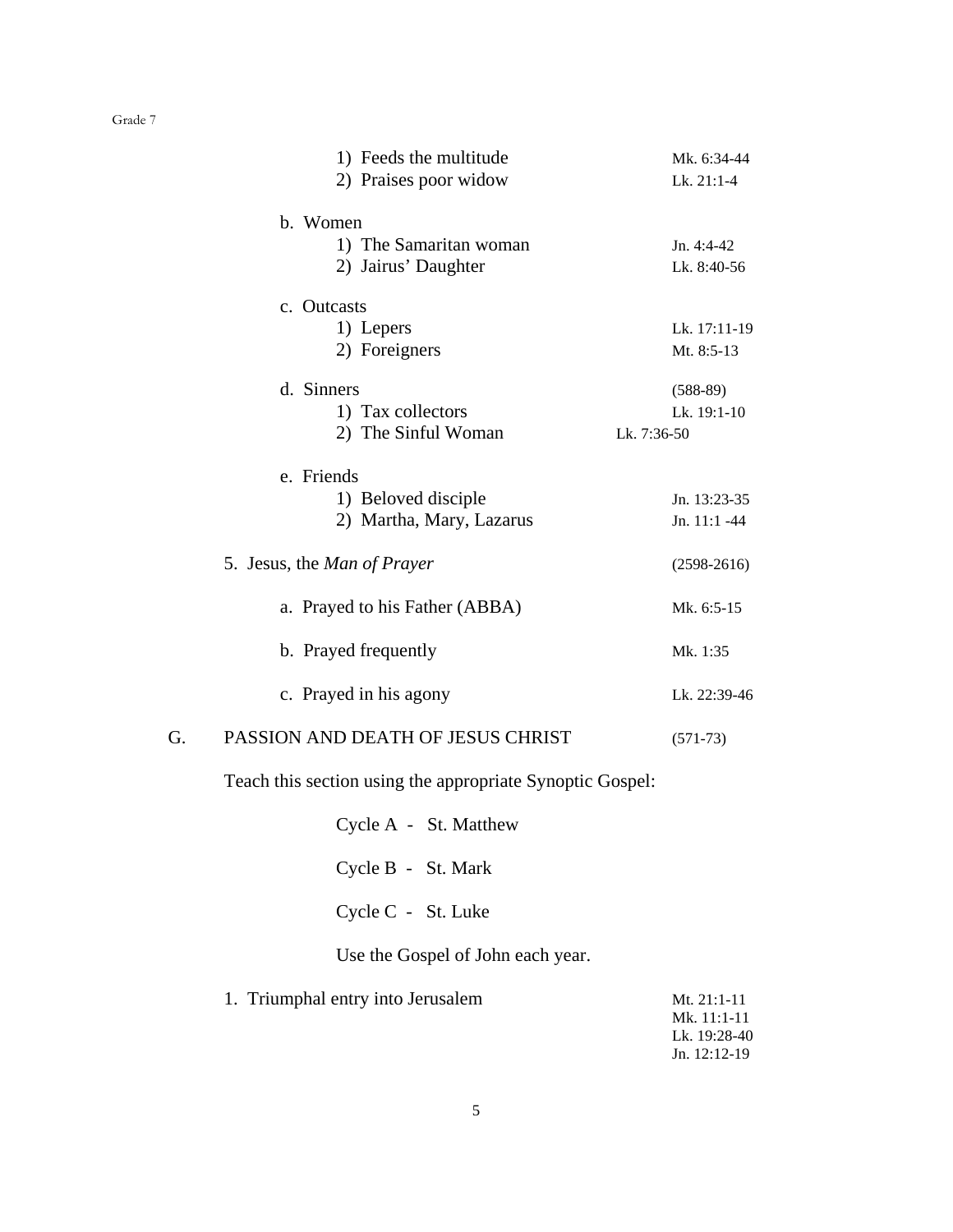1) Feeds the multitude — Mk. 6:34-44
2) Praises poor widow — Lk. 21:1-4

b. Women
1) The Samaritan woman — Jn. 4:4-42
2) Jairus' Daughter — Lk. 8:40-56

c. Outcasts
1) Lepers — Lk. 17:11-19
2) Foreigners — Mt. 8:5-13

d. Sinners — (588-89)
1) Tax collectors — Lk. 19:1-10
2) The Sinful Woman — Lk. 7:36-50

e. Friends
1) Beloved disciple — Jn. 13:23-35
2) Martha, Mary, Lazarus — Jn. 11:1 -44

5. Jesus, the *Man of Prayer* — (2598-2616)

a. Prayed to his Father (ABBA) — Mk. 6:5-15

b. Prayed frequently — Mk. 1:35

c. Prayed in his agony — Lk. 22:39-46

## G. PASSION AND DEATH OF JESUS CHRIST (571-73)

Teach this section using the appropriate Synoptic Gospel:

Cycle A - St. Matthew

Cycle B - St. Mark

Cycle C - St. Luke

Use the Gospel of John each year.

1. Triumphal entry into Jerusalem — Mt. 21:1-11, Mk. 11:1-11, Lk. 19:28-40, Jn. 12:12-19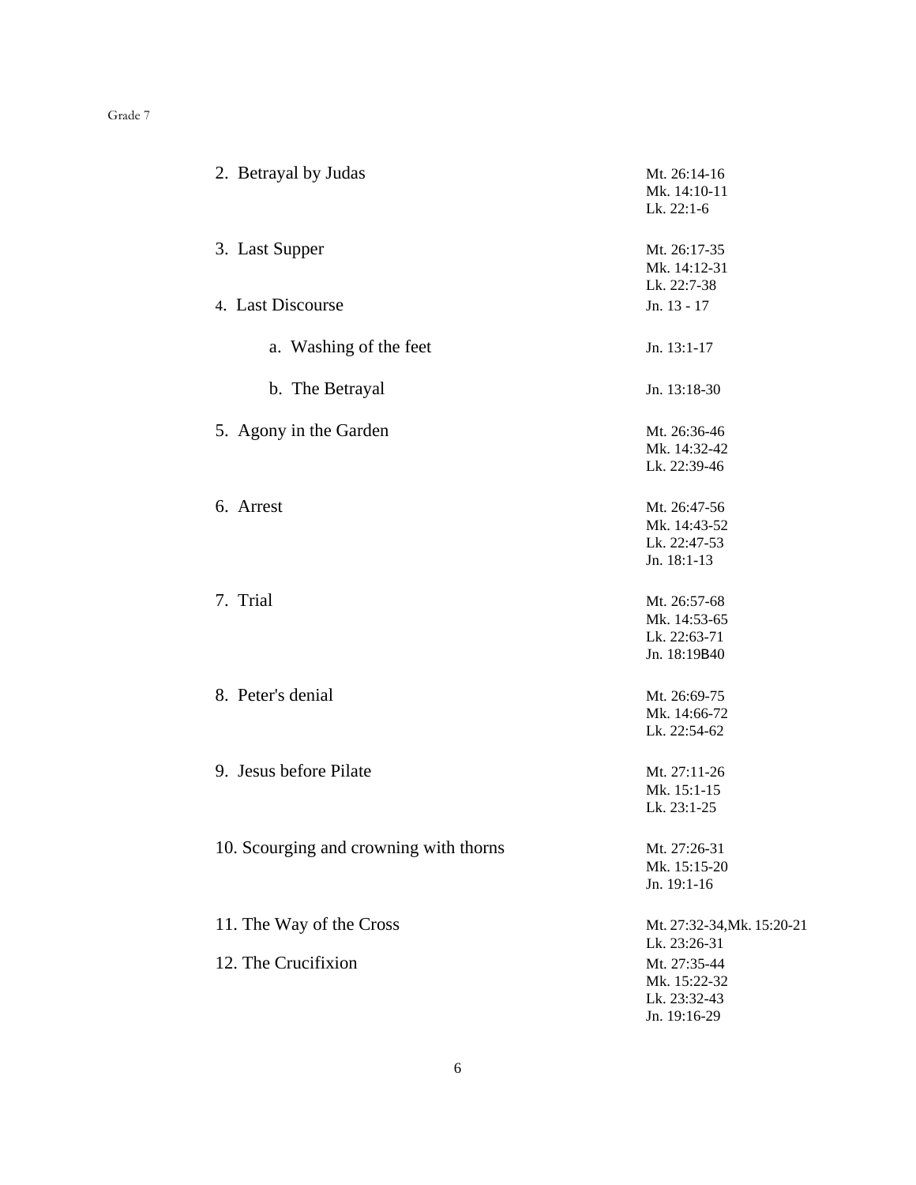| | |
|---|---|
| 2. Betrayal by Judas | Mt. 26:14-16<br>Mk. 14:10-11<br>Lk. 22:1-6 |
| 3. Last Supper | Mt. 26:17-35<br>Mk. 14:12-31<br>Lk. 22:7-38 |
| 4. Last Discourse | Jn. 13 - 17 |
| a. Washing of the feet | Jn. 13:1-17 |
| b. The Betrayal | Jn. 13:18-30 |
| 5. Agony in the Garden | Mt. 26:36-46<br>Mk. 14:32-42<br>Lk. 22:39-46 |
| 6. Arrest | Mt. 26:47-56<br>Mk. 14:43-52<br>Lk. 22:47-53<br>Jn. 18:1-13 |
| 7. Trial | Mt. 26:57-68<br>Mk. 14:53-65<br>Lk. 22:63-71<br>Jn. 18:19B40 |
| 8. Peter's denial | Mt. 26:69-75<br>Mk. 14:66-72<br>Lk. 22:54-62 |
| 9. Jesus before Pilate | Mt. 27:11-26<br>Mk. 15:1-15<br>Lk. 23:1-25 |
| 10. Scourging and crowning with thorns | Mt. 27:26-31<br>Mk. 15:15-20<br>Jn. 19:1-16 |
| 11. The Way of the Cross | Mt. 27:32-34,Mk. 15:20-21<br>Lk. 23:26-31 |
| 12. The Crucifixion | Mt. 27:35-44<br>Mk. 15:22-32<br>Lk. 23:32-43<br>Jn. 19:16-29 |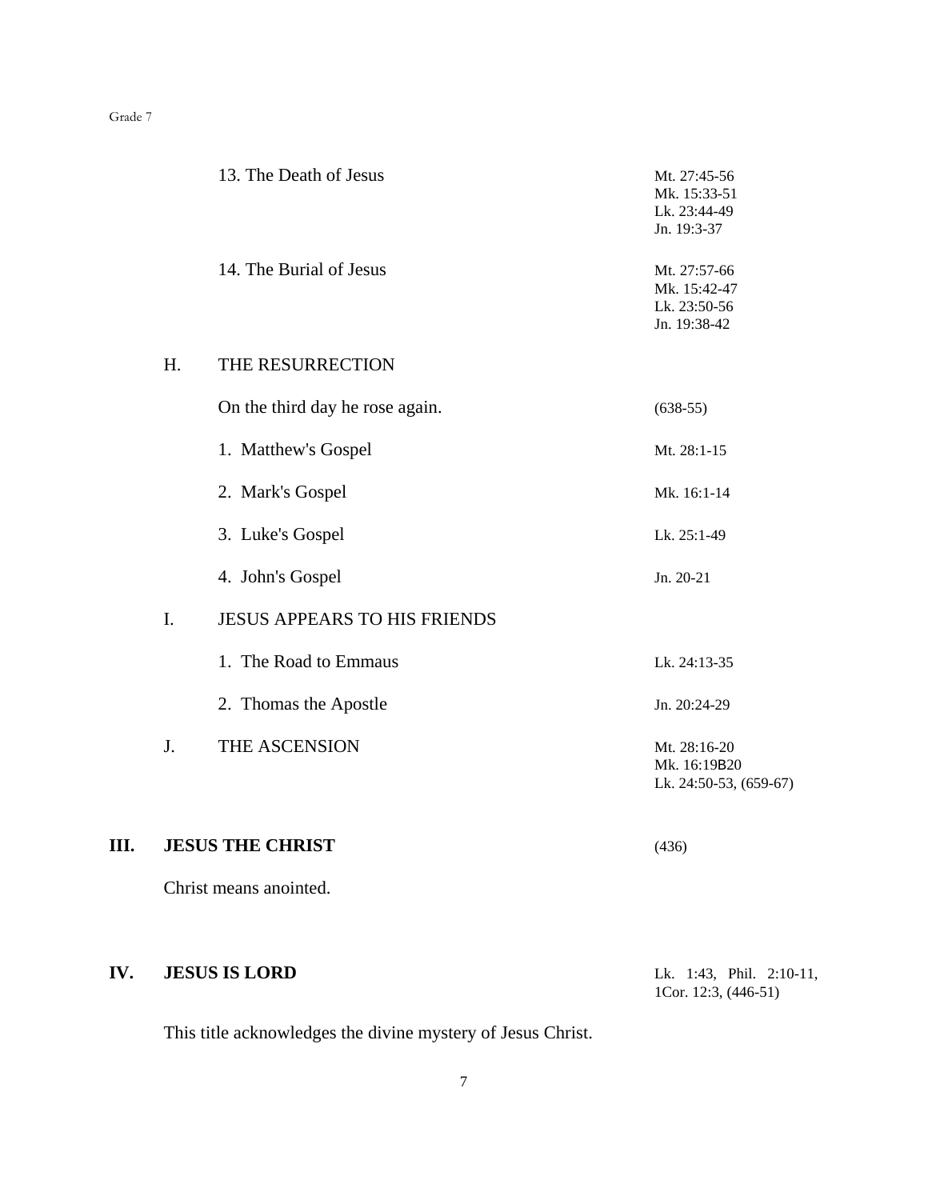13. The Death of Jesus — Mt. 27:45-56; Mk. 15:33-51; Lk. 23:44-49; Jn. 19:3-37

14. The Burial of Jesus — Mt. 27:57-66; Mk. 15:42-47; Lk. 23:50-56; Jn. 19:38-42

### H. THE RESURRECTION

On the third day he rose again. (638-55)

1. Matthew's Gospel — Mt. 28:1-15
2. Mark's Gospel — Mk. 16:1-14
3. Luke's Gospel — Lk. 25:1-49
4. John's Gospel — Jn. 20-21

### I. JESUS APPEARS TO HIS FRIENDS

1. The Road to Emmaus — Lk. 24:13-35
2. Thomas the Apostle — Jn. 20:24-29

### J. THE ASCENSION

Mt. 28:16-20; Mk. 16:19B20; Lk. 24:50-53, (659-67)

## III. JESUS THE CHRIST

(436)

Christ means anointed.

## IV. JESUS IS LORD

Lk. 1:43, Phil. 2:10-11, 1Cor. 12:3, (446-51)

This title acknowledges the divine mystery of Jesus Christ.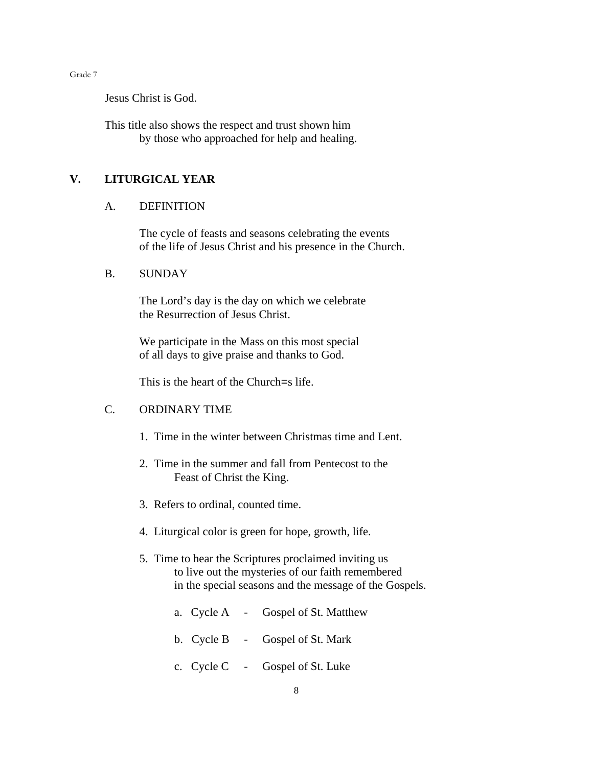Jesus Christ is God.

This title also shows the respect and trust shown him by those who approached for help and healing.

## V. LITURGICAL YEAR

### A. DEFINITION

The cycle of feasts and seasons celebrating the events of the life of Jesus Christ and his presence in the Church.

### B. SUNDAY

The Lord's day is the day on which we celebrate the Resurrection of Jesus Christ.

We participate in the Mass on this most special of all days to give praise and thanks to God.

This is the heart of the Church=s life.

### C. ORDINARY TIME

1. Time in the winter between Christmas time and Lent.

2. Time in the summer and fall from Pentecost to the Feast of Christ the King.

3. Refers to ordinal, counted time.

4. Liturgical color is green for hope, growth, life.

5. Time to hear the Scriptures proclaimed inviting us to live out the mysteries of our faith remembered in the special seasons and the message of the Gospels.

   a. Cycle A - Gospel of St. Matthew

   b. Cycle B - Gospel of St. Mark

   c. Cycle C - Gospel of St. Luke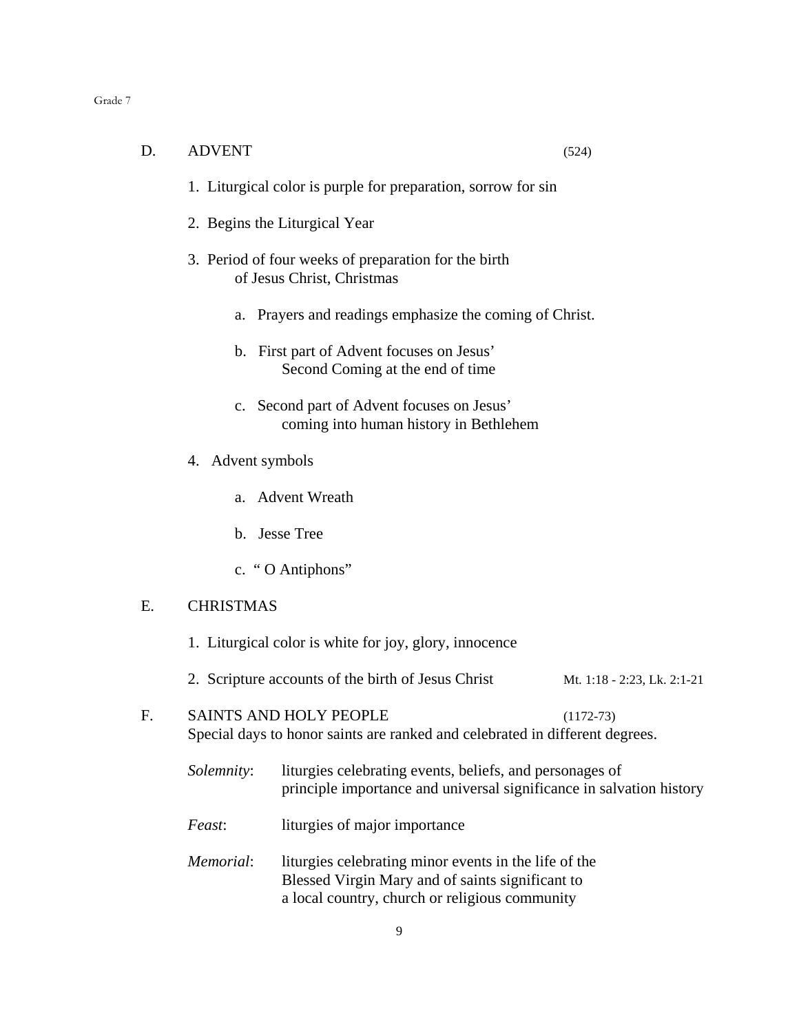## D. ADVENT (524)

1. Liturgical color is purple for preparation, sorrow for sin

2. Begins the Liturgical Year

3. Period of four weeks of preparation for the birth of Jesus Christ, Christmas

   a. Prayers and readings emphasize the coming of Christ.

   b. First part of Advent focuses on Jesus' Second Coming at the end of time

   c. Second part of Advent focuses on Jesus' coming into human history in Bethlehem

4. Advent symbols

   a. Advent Wreath

   b. Jesse Tree

   c. " O Antiphons"

## E. CHRISTMAS

1. Liturgical color is white for joy, glory, innocence

2. Scripture accounts of the birth of Jesus Christ — Mt. 1:18 - 2:23, Lk. 2:1-21

## F. SAINTS AND HOLY PEOPLE (1172-73)

Special days to honor saints are ranked and celebrated in different degrees.

*Solemnity*: liturgies celebrating events, beliefs, and personages of principle importance and universal significance in salvation history

*Feast*: liturgies of major importance

*Memorial*: liturgies celebrating minor events in the life of the Blessed Virgin Mary and of saints significant to a local country, church or religious community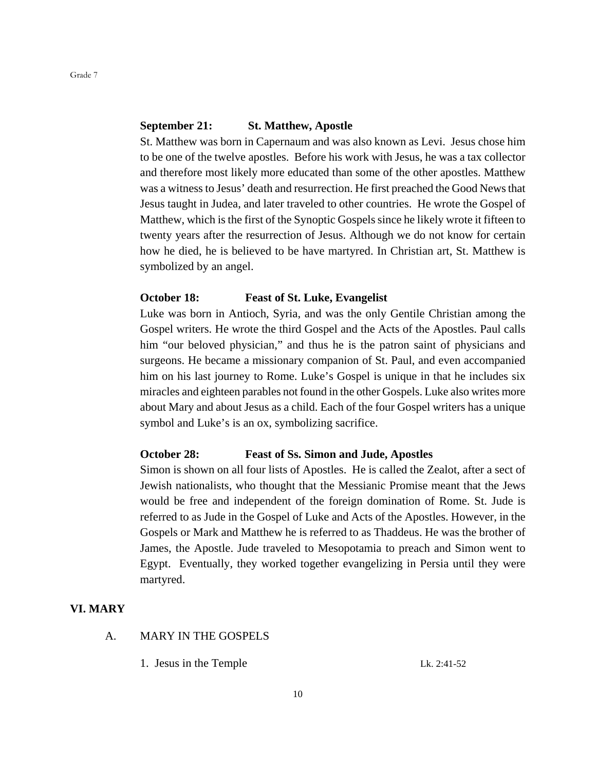**September 21: St. Matthew, Apostle**

St. Matthew was born in Capernaum and was also known as Levi. Jesus chose him to be one of the twelve apostles. Before his work with Jesus, he was a tax collector and therefore most likely more educated than some of the other apostles. Matthew was a witness to Jesus' death and resurrection. He first preached the Good News that Jesus taught in Judea, and later traveled to other countries. He wrote the Gospel of Matthew, which is the first of the Synoptic Gospels since he likely wrote it fifteen to twenty years after the resurrection of Jesus. Although we do not know for certain how he died, he is believed to be have martyred. In Christian art, St. Matthew is symbolized by an angel.

**October 18: Feast of St. Luke, Evangelist**

Luke was born in Antioch, Syria, and was the only Gentile Christian among the Gospel writers. He wrote the third Gospel and the Acts of the Apostles. Paul calls him "our beloved physician," and thus he is the patron saint of physicians and surgeons. He became a missionary companion of St. Paul, and even accompanied him on his last journey to Rome. Luke's Gospel is unique in that he includes six miracles and eighteen parables not found in the other Gospels. Luke also writes more about Mary and about Jesus as a child. Each of the four Gospel writers has a unique symbol and Luke's is an ox, symbolizing sacrifice.

**October 28: Feast of Ss. Simon and Jude, Apostles**

Simon is shown on all four lists of Apostles. He is called the Zealot, after a sect of Jewish nationalists, who thought that the Messianic Promise meant that the Jews would be free and independent of the foreign domination of Rome. St. Jude is referred to as Jude in the Gospel of Luke and Acts of the Apostles. However, in the Gospels or Mark and Matthew he is referred to as Thaddeus. He was the brother of James, the Apostle. Jude traveled to Mesopotamia to preach and Simon went to Egypt. Eventually, they worked together evangelizing in Persia until they were martyred.

## VI. MARY

A. MARY IN THE GOSPELS

1. Jesus in the Temple — Lk. 2:41-52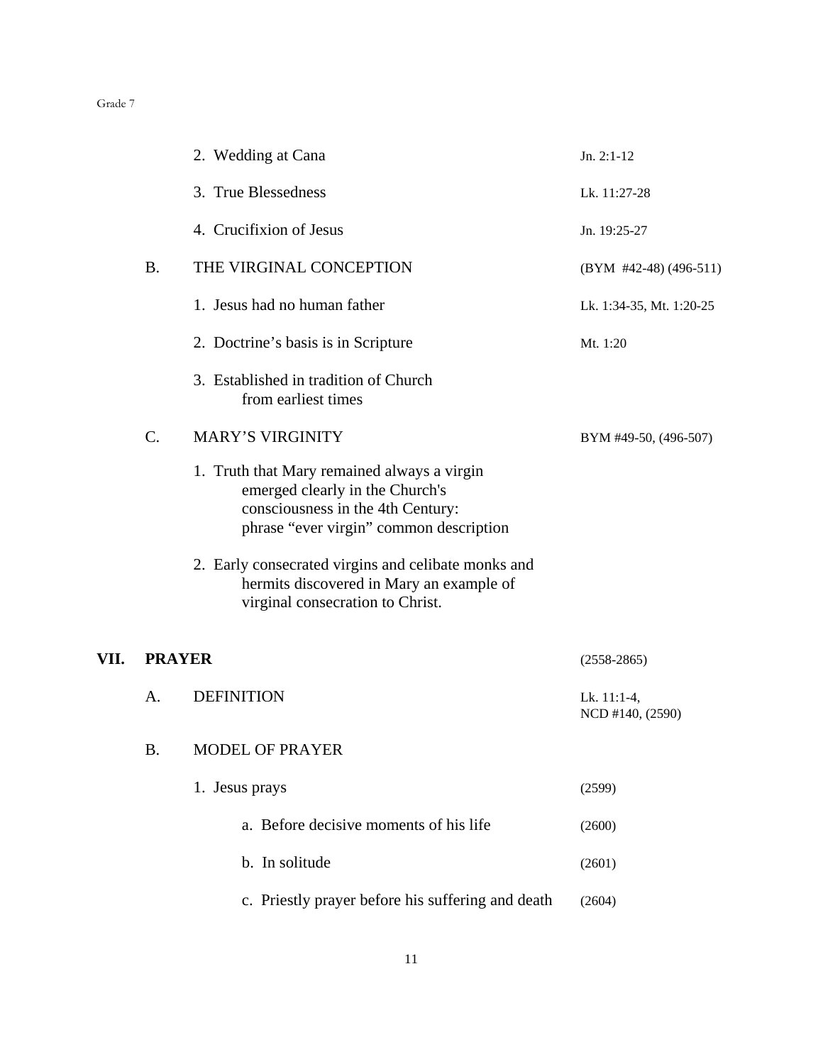| | | |
|---|---|---|
| | 2. Wedding at Cana | Jn. 2:1-12 |
| | 3. True Blessedness | Lk. 11:27-28 |
| | 4. Crucifixion of Jesus | Jn. 19:25-27 |
| B. | THE VIRGINAL CONCEPTION | (BYM #42-48) (496-511) |
| | 1. Jesus had no human father | Lk. 1:34-35, Mt. 1:20-25 |
| | 2. Doctrine's basis is in Scripture | Mt. 1:20 |
| | 3. Established in tradition of Church from earliest times | |
| C. | MARY'S VIRGINITY | BYM #49-50, (496-507) |
| | 1. Truth that Mary remained always a virgin emerged clearly in the Church's consciousness in the 4th Century: phrase "ever virgin" common description | |
| | 2. Early consecrated virgins and celibate monks and hermits discovered in Mary an example of virginal consecration to Christ. | |

## VII. PRAYER (2558-2865)

| | | |
|---|---|---|
| A. | DEFINITION | Lk. 11:1-4, NCD #140, (2590) |
| B. | MODEL OF PRAYER | |
| | 1. Jesus prays | (2599) |
| | a. Before decisive moments of his life | (2600) |
| | b. In solitude | (2601) |
| | c. Priestly prayer before his suffering and death | (2604) |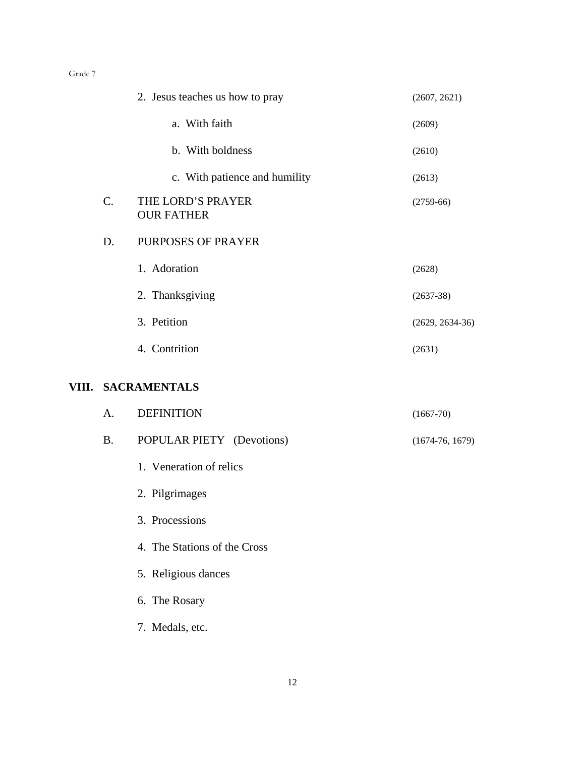2. Jesus teaches us how to pray (2607, 2621)

   a. With faith (2609)

   b. With boldness (2610)

   c. With patience and humility (2613)

C. THE LORD'S PRAYER
OUR FATHER (2759-66)

D. PURPOSES OF PRAYER

1. Adoration (2628)

2. Thanksgiving (2637-38)

3. Petition (2629, 2634-36)

4. Contrition (2631)

## VIII. SACRAMENTALS

A. DEFINITION (1667-70)

B. POPULAR PIETY (Devotions) (1674-76, 1679)

1. Veneration of relics

2. Pilgrimages

3. Processions

4. The Stations of the Cross

5. Religious dances

6. The Rosary

7. Medals, etc.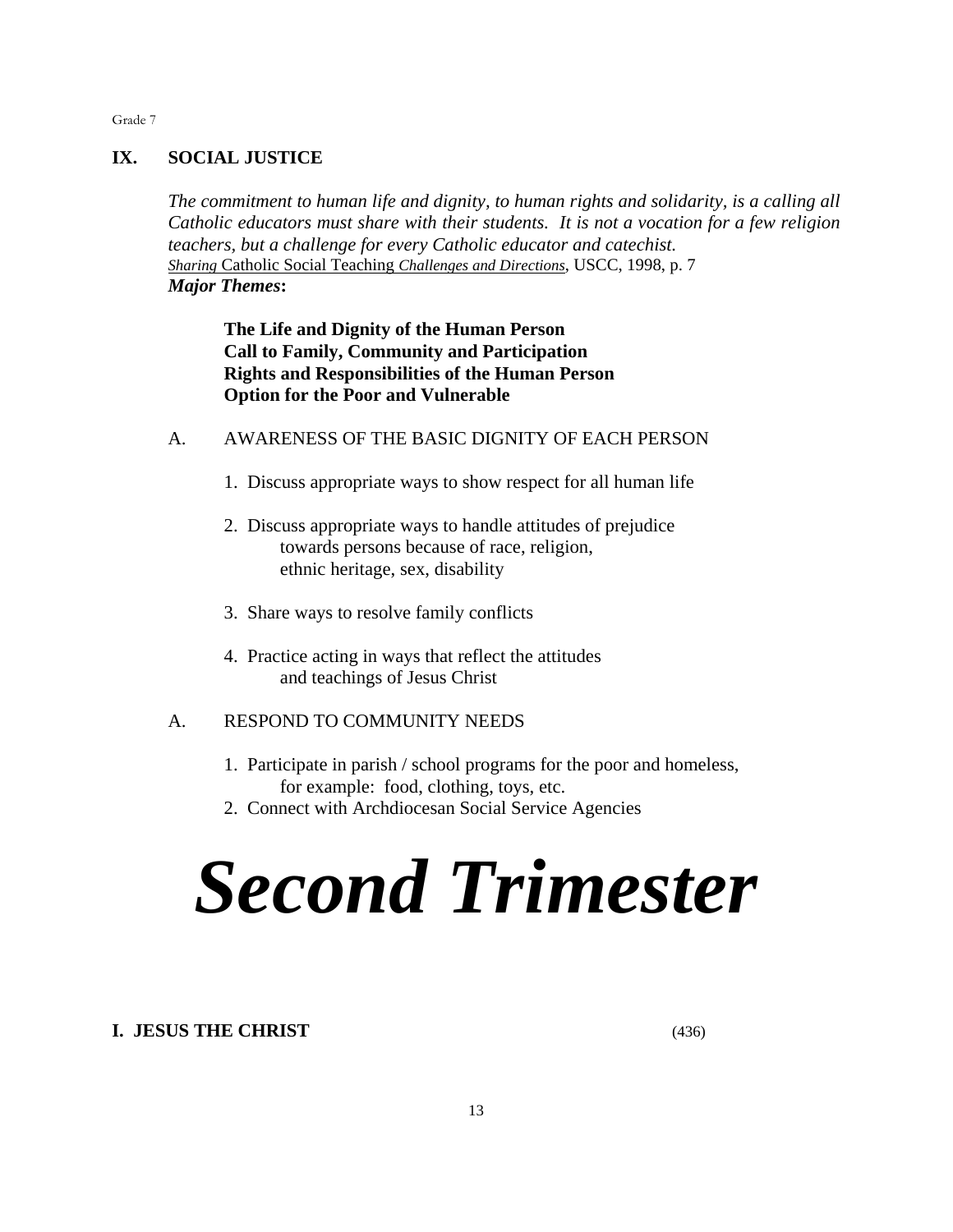## IX. SOCIAL JUSTICE

*The commitment to human life and dignity, to human rights and solidarity, is a calling all Catholic educators must share with their students. It is not a vocation for a few religion teachers, but a challenge for every Catholic educator and catechist.*
*Sharing* Catholic Social Teaching *Challenges and Directions*, USCC, 1998, p. 7
***Major Themes*:**

**The Life and Dignity of the Human Person**
**Call to Family, Community and Participation**
**Rights and Responsibilities of the Human Person**
**Option for the Poor and Vulnerable**

A. AWARENESS OF THE BASIC DIGNITY OF EACH PERSON

1. Discuss appropriate ways to show respect for all human life

2. Discuss appropriate ways to handle attitudes of prejudice towards persons because of race, religion, ethnic heritage, sex, disability

3. Share ways to resolve family conflicts

4. Practice acting in ways that reflect the attitudes and teachings of Jesus Christ

A. RESPOND TO COMMUNITY NEEDS

1. Participate in parish / school programs for the poor and homeless, for example: food, clothing, toys, etc.
2. Connect with Archdiocesan Social Service Agencies

# *Second Trimester*

## I. JESUS THE CHRIST (436)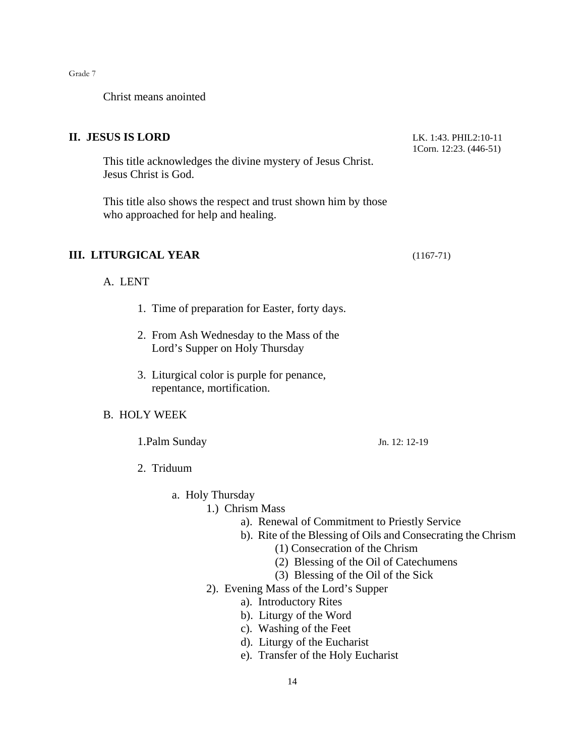Christ means anointed

## II. JESUS IS LORD

LK. 1:43. PHIL2:10-11
1Corn. 12:23. (446-51)

This title acknowledges the divine mystery of Jesus Christ. Jesus Christ is God.

This title also shows the respect and trust shown him by those who approached for help and healing.

## III. LITURGICAL YEAR

(1167-71)

A. LENT

1. Time of preparation for Easter, forty days.

2. From Ash Wednesday to the Mass of the Lord's Supper on Holy Thursday

3. Liturgical color is purple for penance, repentance, mortification.

B. HOLY WEEK

1.Palm Sunday — Jn. 12: 12-19

2. Triduum

- a. Holy Thursday
  - 1.) Chrism Mass
    - a). Renewal of Commitment to Priestly Service
    - b). Rite of the Blessing of Oils and Consecrating the Chrism
      - (1) Consecration of the Chrism
      - (2) Blessing of the Oil of Catechumens
      - (3) Blessing of the Oil of the Sick
  - 2). Evening Mass of the Lord's Supper
    - a). Introductory Rites
    - b). Liturgy of the Word
    - c). Washing of the Feet
    - d). Liturgy of the Eucharist
    - e). Transfer of the Holy Eucharist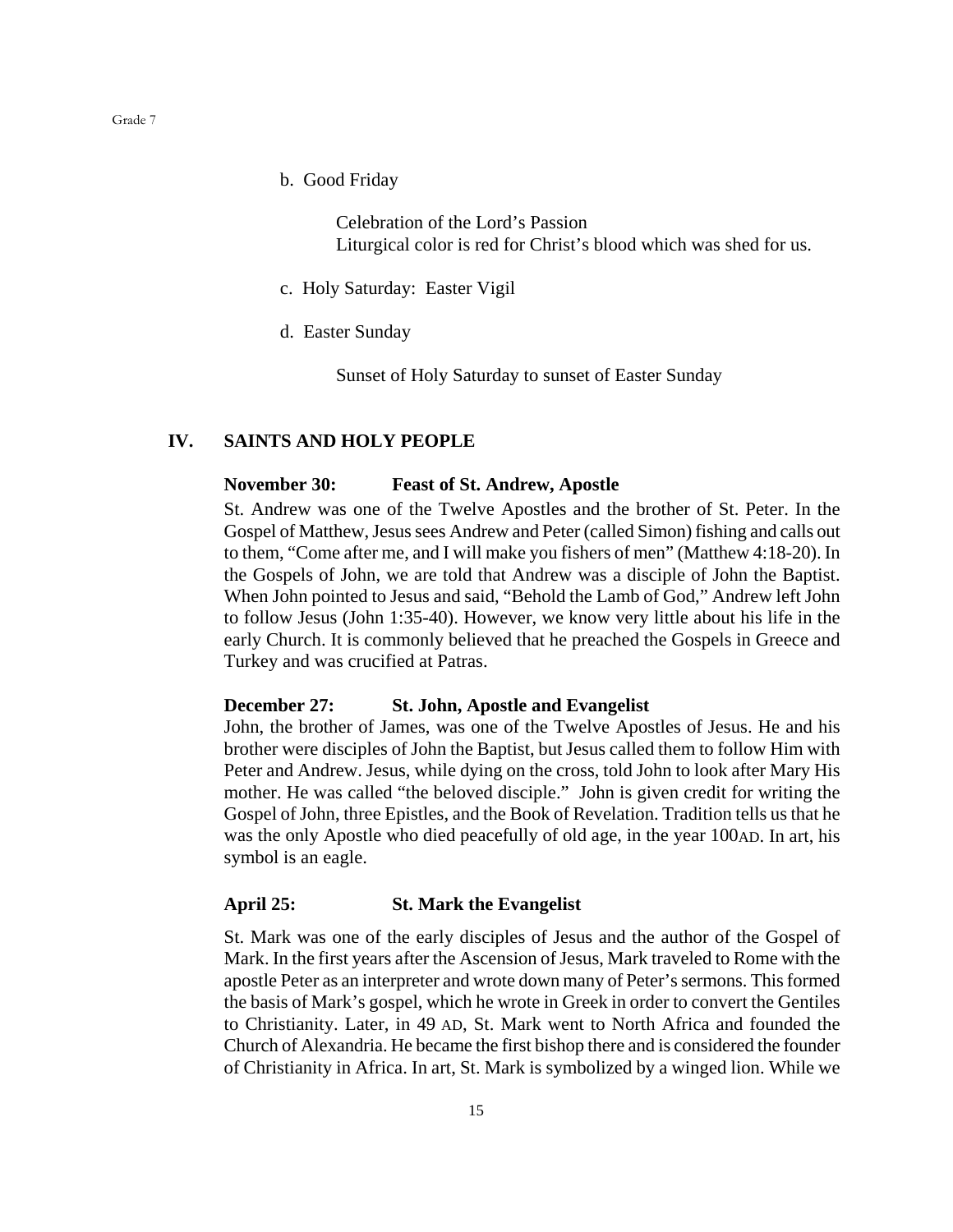b. Good Friday

Celebration of the Lord's Passion
Liturgical color is red for Christ's blood which was shed for us.

c. Holy Saturday: Easter Vigil

d. Easter Sunday

Sunset of Holy Saturday to sunset of Easter Sunday

## IV. SAINTS AND HOLY PEOPLE

**November 30: Feast of St. Andrew, Apostle**

St. Andrew was one of the Twelve Apostles and the brother of St. Peter. In the Gospel of Matthew, Jesus sees Andrew and Peter (called Simon) fishing and calls out to them, "Come after me, and I will make you fishers of men" (Matthew 4:18-20). In the Gospels of John, we are told that Andrew was a disciple of John the Baptist. When John pointed to Jesus and said, "Behold the Lamb of God," Andrew left John to follow Jesus (John 1:35-40). However, we know very little about his life in the early Church. It is commonly believed that he preached the Gospels in Greece and Turkey and was crucified at Patras.

**December 27: St. John, Apostle and Evangelist**

John, the brother of James, was one of the Twelve Apostles of Jesus. He and his brother were disciples of John the Baptist, but Jesus called them to follow Him with Peter and Andrew. Jesus, while dying on the cross, told John to look after Mary His mother. He was called "the beloved disciple." John is given credit for writing the Gospel of John, three Epistles, and the Book of Revelation. Tradition tells us that he was the only Apostle who died peacefully of old age, in the year 100AD. In art, his symbol is an eagle.

**April 25: St. Mark the Evangelist**

St. Mark was one of the early disciples of Jesus and the author of the Gospel of Mark. In the first years after the Ascension of Jesus, Mark traveled to Rome with the apostle Peter as an interpreter and wrote down many of Peter's sermons. This formed the basis of Mark's gospel, which he wrote in Greek in order to convert the Gentiles to Christianity. Later, in 49 AD, St. Mark went to North Africa and founded the Church of Alexandria. He became the first bishop there and is considered the founder of Christianity in Africa. In art, St. Mark is symbolized by a winged lion. While we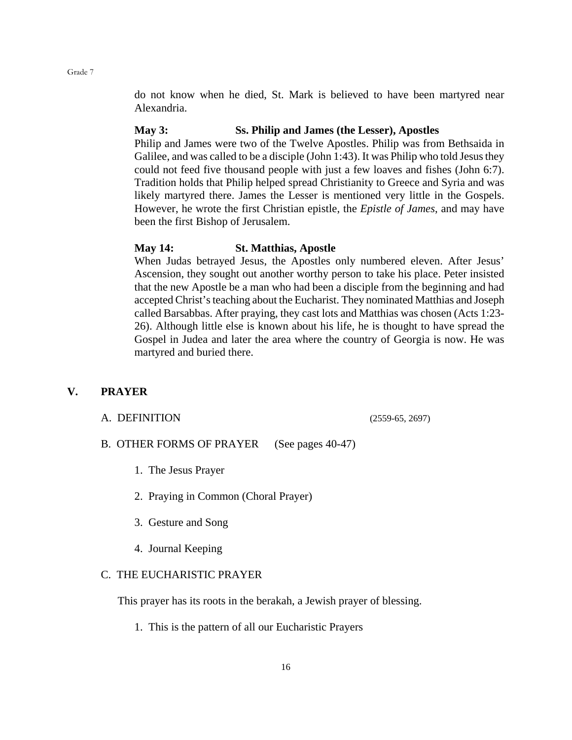do not know when he died, St. Mark is believed to have been martyred near Alexandria.

**May 3: Ss. Philip and James (the Lesser), Apostles**

Philip and James were two of the Twelve Apostles. Philip was from Bethsaida in Galilee, and was called to be a disciple (John 1:43). It was Philip who told Jesus they could not feed five thousand people with just a few loaves and fishes (John 6:7). Tradition holds that Philip helped spread Christianity to Greece and Syria and was likely martyred there. James the Lesser is mentioned very little in the Gospels. However, he wrote the first Christian epistle, the *Epistle of James*, and may have been the first Bishop of Jerusalem.

**May 14: St. Matthias, Apostle**

When Judas betrayed Jesus, the Apostles only numbered eleven. After Jesus' Ascension, they sought out another worthy person to take his place. Peter insisted that the new Apostle be a man who had been a disciple from the beginning and had accepted Christ's teaching about the Eucharist. They nominated Matthias and Joseph called Barsabbas. After praying, they cast lots and Matthias was chosen (Acts 1:23-26). Although little else is known about his life, he is thought to have spread the Gospel in Judea and later the area where the country of Georgia is now. He was martyred and buried there.

## V. PRAYER

A. DEFINITION (2559-65, 2697)

B. OTHER FORMS OF PRAYER (See pages 40-47)

1. The Jesus Prayer
2. Praying in Common (Choral Prayer)
3. Gesture and Song
4. Journal Keeping

C. THE EUCHARISTIC PRAYER

This prayer has its roots in the berakah, a Jewish prayer of blessing.

1. This is the pattern of all our Eucharistic Prayers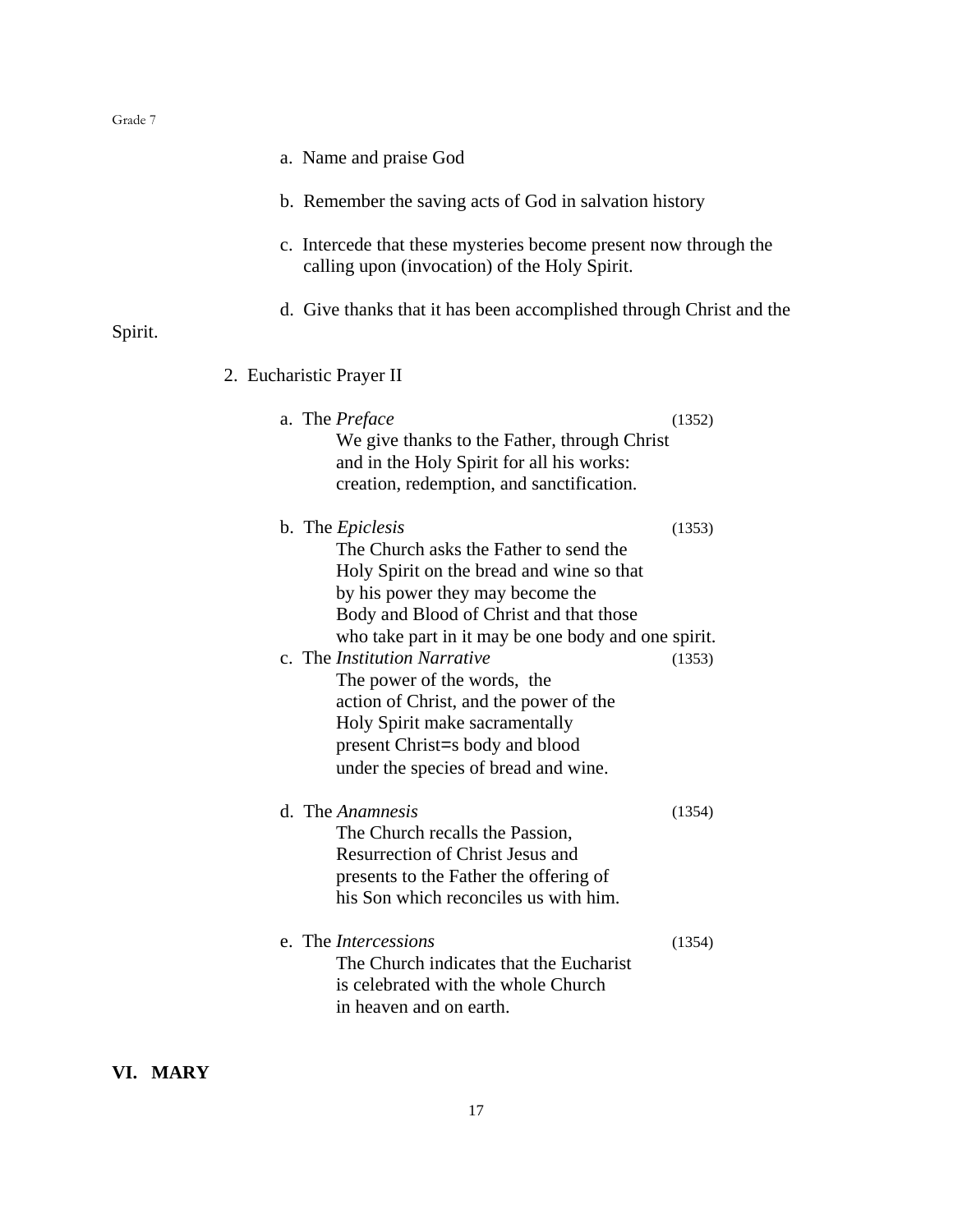a. Name and praise God

b. Remember the saving acts of God in salvation history

c. Intercede that these mysteries become present now through the calling upon (invocation) of the Holy Spirit.

d. Give thanks that it has been accomplished through Christ and the Spirit.

2. Eucharistic Prayer II

a. The *Preface* (1352)
We give thanks to the Father, through Christ and in the Holy Spirit for all his works: creation, redemption, and sanctification.

b. The *Epiclesis* (1353)
The Church asks the Father to send the Holy Spirit on the bread and wine so that by his power they may become the Body and Blood of Christ and that those who take part in it may be one body and one spirit.

c. The *Institution Narrative* (1353)
The power of the words, the action of Christ, and the power of the Holy Spirit make sacramentally present Christ=s body and blood under the species of bread and wine.

d. The *Anamnesis* (1354)
The Church recalls the Passion, Resurrection of Christ Jesus and presents to the Father the offering of his Son which reconciles us with him.

e. The *Intercessions* (1354)
The Church indicates that the Eucharist is celebrated with the whole Church in heaven and on earth.

## VI. MARY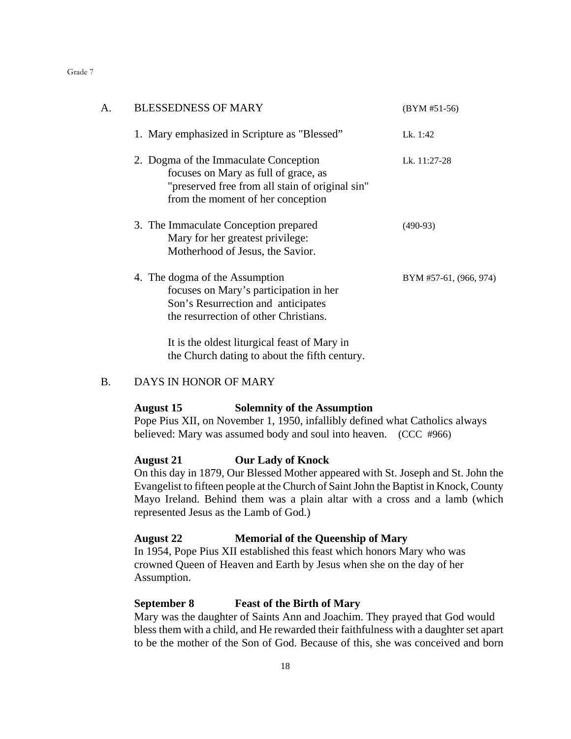## A. BLESSEDNESS OF MARY (BYM #51-56)

1. Mary emphasized in Scripture as "Blessed" — Lk. 1:42

2. Dogma of the Immaculate Conception focuses on Mary as full of grace, as "preserved free from all stain of original sin" from the moment of her conception — Lk. 11:27-28

3. The Immaculate Conception prepared Mary for her greatest privilege: Motherhood of Jesus, the Savior. — (490-93)

4. The dogma of the Assumption focuses on Mary's participation in her Son's Resurrection and anticipates the resurrection of other Christians. — BYM #57-61, (966, 974)

   It is the oldest liturgical feast of Mary in the Church dating to about the fifth century.

## B. DAYS IN HONOR OF MARY

**August 15 Solemnity of the Assumption**
Pope Pius XII, on November 1, 1950, infallibly defined what Catholics always believed: Mary was assumed body and soul into heaven. (CCC #966)

**August 21 Our Lady of Knock**
On this day in 1879, Our Blessed Mother appeared with St. Joseph and St. John the Evangelist to fifteen people at the Church of Saint John the Baptist in Knock, County Mayo Ireland. Behind them was a plain altar with a cross and a lamb (which represented Jesus as the Lamb of God.)

**August 22 Memorial of the Queenship of Mary**
In 1954, Pope Pius XII established this feast which honors Mary who was crowned Queen of Heaven and Earth by Jesus when she on the day of her Assumption.

**September 8 Feast of the Birth of Mary**
Mary was the daughter of Saints Ann and Joachim. They prayed that God would bless them with a child, and He rewarded their faithfulness with a daughter set apart to be the mother of the Son of God. Because of this, she was conceived and born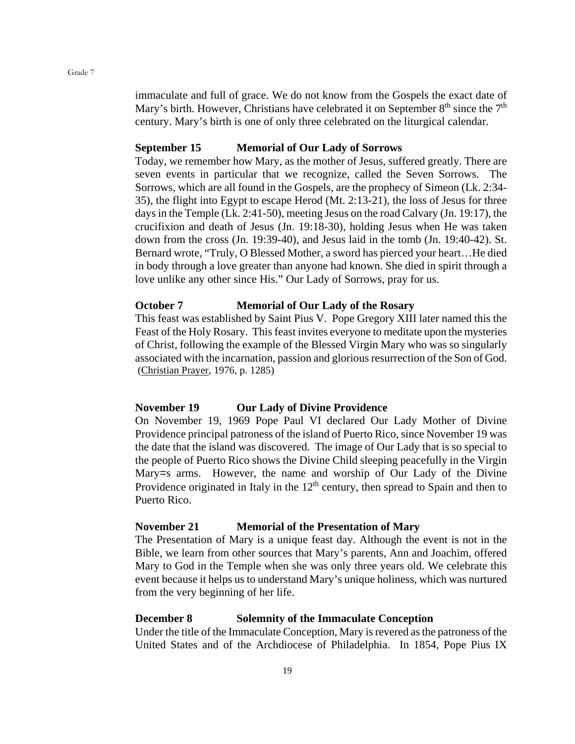immaculate and full of grace. We do not know from the Gospels the exact date of Mary's birth. However, Christians have celebrated it on September 8th since the 7th century. Mary's birth is one of only three celebrated on the liturgical calendar.

**September 15 Memorial of Our Lady of Sorrows**

Today, we remember how Mary, as the mother of Jesus, suffered greatly. There are seven events in particular that we recognize, called the Seven Sorrows. The Sorrows, which are all found in the Gospels, are the prophecy of Simeon (Lk. 2:34-35), the flight into Egypt to escape Herod (Mt. 2:13-21), the loss of Jesus for three days in the Temple (Lk. 2:41-50), meeting Jesus on the road Calvary (Jn. 19:17), the crucifixion and death of Jesus (Jn. 19:18-30), holding Jesus when He was taken down from the cross (Jn. 19:39-40), and Jesus laid in the tomb (Jn. 19:40-42). St. Bernard wrote, "Truly, O Blessed Mother, a sword has pierced your heart…He died in body through a love greater than anyone had known. She died in spirit through a love unlike any other since His." Our Lady of Sorrows, pray for us.

**October 7 Memorial of Our Lady of the Rosary**

This feast was established by Saint Pius V. Pope Gregory XIII later named this the Feast of the Holy Rosary. This feast invites everyone to meditate upon the mysteries of Christ, following the example of the Blessed Virgin Mary who was so singularly associated with the incarnation, passion and glorious resurrection of the Son of God. (Christian Prayer, 1976, p. 1285)

**November 19 Our Lady of Divine Providence**

On November 19, 1969 Pope Paul VI declared Our Lady Mother of Divine Providence principal patroness of the island of Puerto Rico, since November 19 was the date that the island was discovered. The image of Our Lady that is so special to the people of Puerto Rico shows the Divine Child sleeping peacefully in the Virgin Mary=s arms. However, the name and worship of Our Lady of the Divine Providence originated in Italy in the 12th century, then spread to Spain and then to Puerto Rico.

**November 21 Memorial of the Presentation of Mary**

The Presentation of Mary is a unique feast day. Although the event is not in the Bible, we learn from other sources that Mary's parents, Ann and Joachim, offered Mary to God in the Temple when she was only three years old. We celebrate this event because it helps us to understand Mary's unique holiness, which was nurtured from the very beginning of her life.

**December 8 Solemnity of the Immaculate Conception**

Under the title of the Immaculate Conception, Mary is revered as the patroness of the United States and of the Archdiocese of Philadelphia. In 1854, Pope Pius IX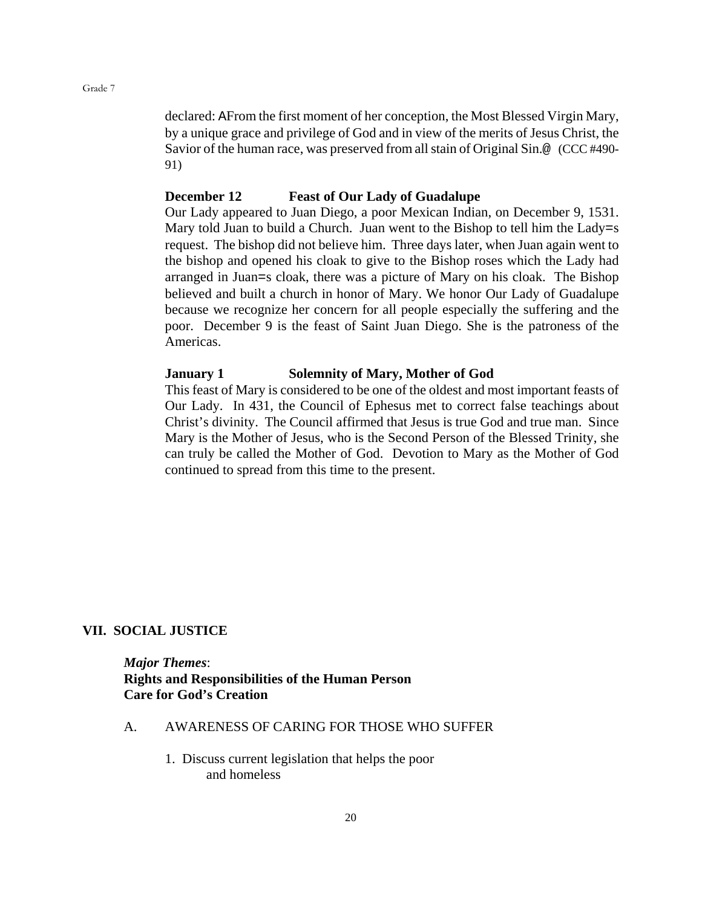declared: AFrom the first moment of her conception, the Most Blessed Virgin Mary, by a unique grace and privilege of God and in view of the merits of Jesus Christ, the Savior of the human race, was preserved from all stain of Original Sin.@ (CCC #490-91)

**December 12 Feast of Our Lady of Guadalupe**

Our Lady appeared to Juan Diego, a poor Mexican Indian, on December 9, 1531. Mary told Juan to build a Church. Juan went to the Bishop to tell him the Lady=s request. The bishop did not believe him. Three days later, when Juan again went to the bishop and opened his cloak to give to the Bishop roses which the Lady had arranged in Juan=s cloak, there was a picture of Mary on his cloak. The Bishop believed and built a church in honor of Mary. We honor Our Lady of Guadalupe because we recognize her concern for all people especially the suffering and the poor. December 9 is the feast of Saint Juan Diego. She is the patroness of the Americas.

**January 1 Solemnity of Mary, Mother of God**

This feast of Mary is considered to be one of the oldest and most important feasts of Our Lady. In 431, the Council of Ephesus met to correct false teachings about Christ's divinity. The Council affirmed that Jesus is true God and true man. Since Mary is the Mother of Jesus, who is the Second Person of the Blessed Trinity, she can truly be called the Mother of God. Devotion to Mary as the Mother of God continued to spread from this time to the present.

## VII. SOCIAL JUSTICE

***Major Themes***:
**Rights and Responsibilities of the Human Person**
**Care for God's Creation**

A. AWARENESS OF CARING FOR THOSE WHO SUFFER

1. Discuss current legislation that helps the poor and homeless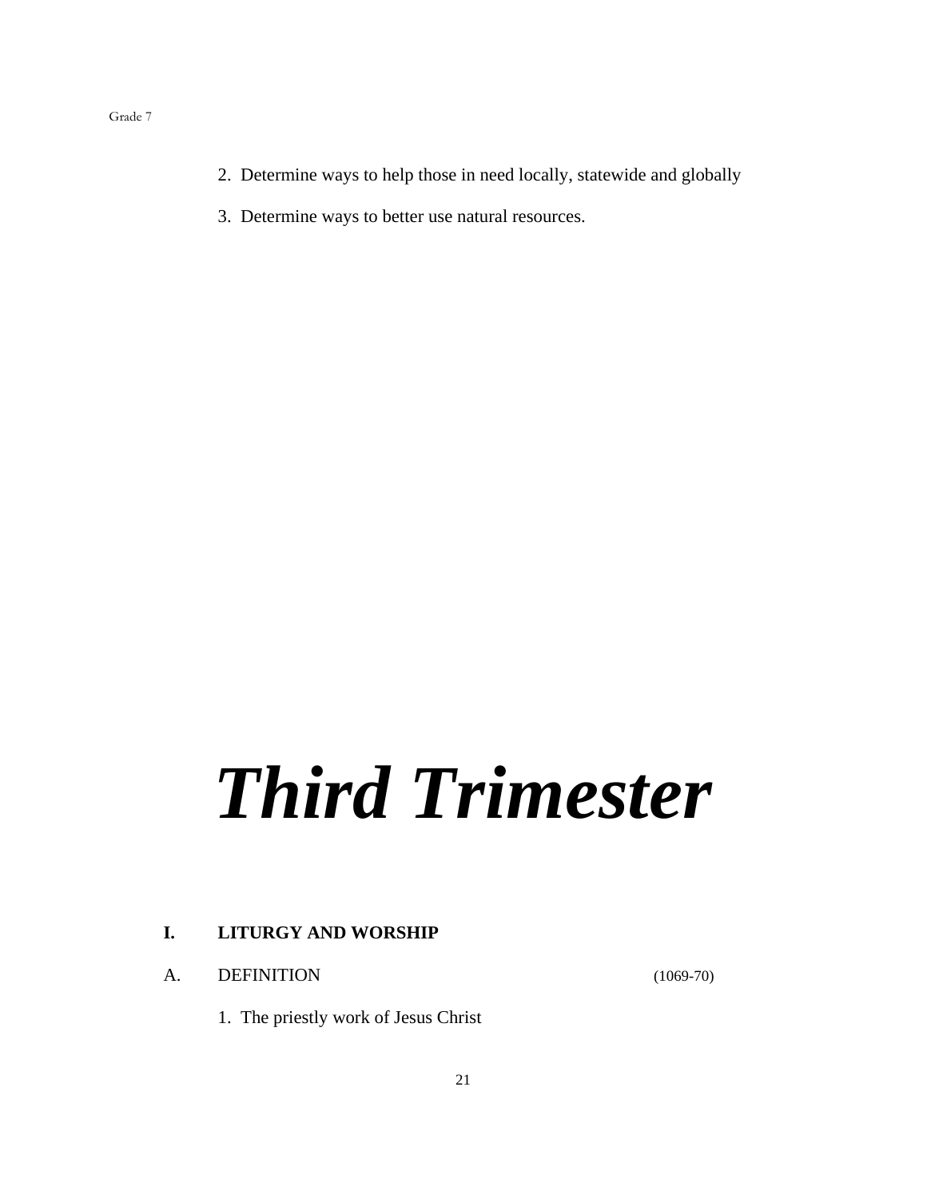2. Determine ways to help those in need locally, statewide and globally

3. Determine ways to better use natural resources.

# *Third Trimester*

**I. LITURGY AND WORSHIP**

A. DEFINITION (1069-70)

1. The priestly work of Jesus Christ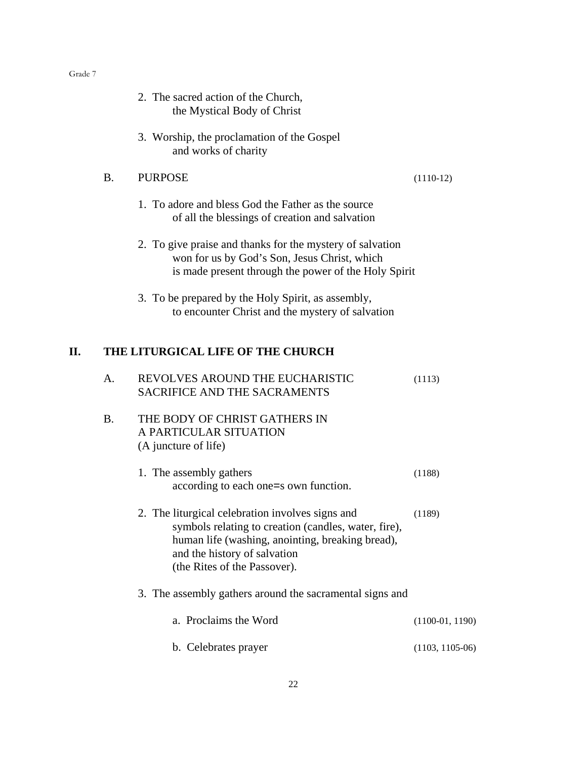2. The sacred action of the Church, the Mystical Body of Christ

3. Worship, the proclamation of the Gospel and works of charity

B. PURPOSE (1110-12)

1. To adore and bless God the Father as the source of all the blessings of creation and salvation

2. To give praise and thanks for the mystery of salvation won for us by God's Son, Jesus Christ, which is made present through the power of the Holy Spirit

3. To be prepared by the Holy Spirit, as assembly, to encounter Christ and the mystery of salvation

## II. THE LITURGICAL LIFE OF THE CHURCH

A. REVOLVES AROUND THE EUCHARISTIC SACRIFICE AND THE SACRAMENTS (1113)

B. THE BODY OF CHRIST GATHERS IN A PARTICULAR SITUATION (A juncture of life)

1. The assembly gathers according to each one=s own function. (1188)

2. The liturgical celebration involves signs and symbols relating to creation (candles, water, fire), human life (washing, anointing, breaking bread), and the history of salvation (the Rites of the Passover). (1189)

3. The assembly gathers around the sacramental signs and

   a. Proclaims the Word (1100-01, 1190)

   b. Celebrates prayer (1103, 1105-06)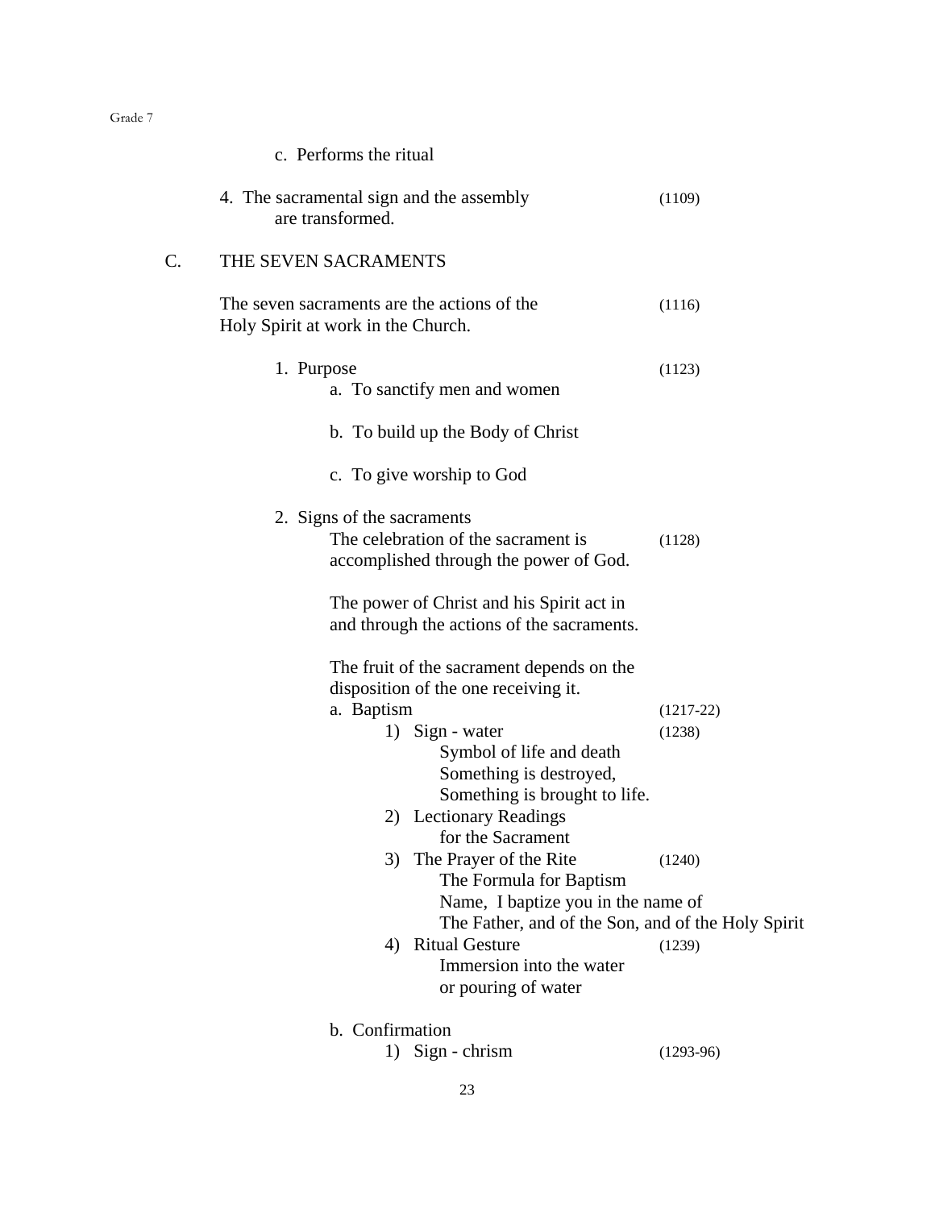c. Performs the ritual

4. The sacramental sign and the assembly are transformed. (1109)

## C. THE SEVEN SACRAMENTS

The seven sacraments are the actions of the Holy Spirit at work in the Church. (1116)

1. Purpose (1123)
   a. To sanctify men and women

   b. To build up the Body of Christ

   c. To give worship to God

2. Signs of the sacraments
   The celebration of the sacrament is accomplished through the power of God. (1128)

   The power of Christ and his Spirit act in and through the actions of the sacraments.

   The fruit of the sacrament depends on the disposition of the one receiving it.

   a. Baptism (1217-22)
      1) Sign - water (1238)
         Symbol of life and death
         Something is destroyed,
         Something is brought to life.
      2) Lectionary Readings
         for the Sacrament
      3) The Prayer of the Rite (1240)
         The Formula for Baptism
         Name, I baptize you in the name of
         The Father, and of the Son, and of the Holy Spirit
      4) Ritual Gesture (1239)
         Immersion into the water
         or pouring of water

   b. Confirmation
      1) Sign - chrism (1293-96)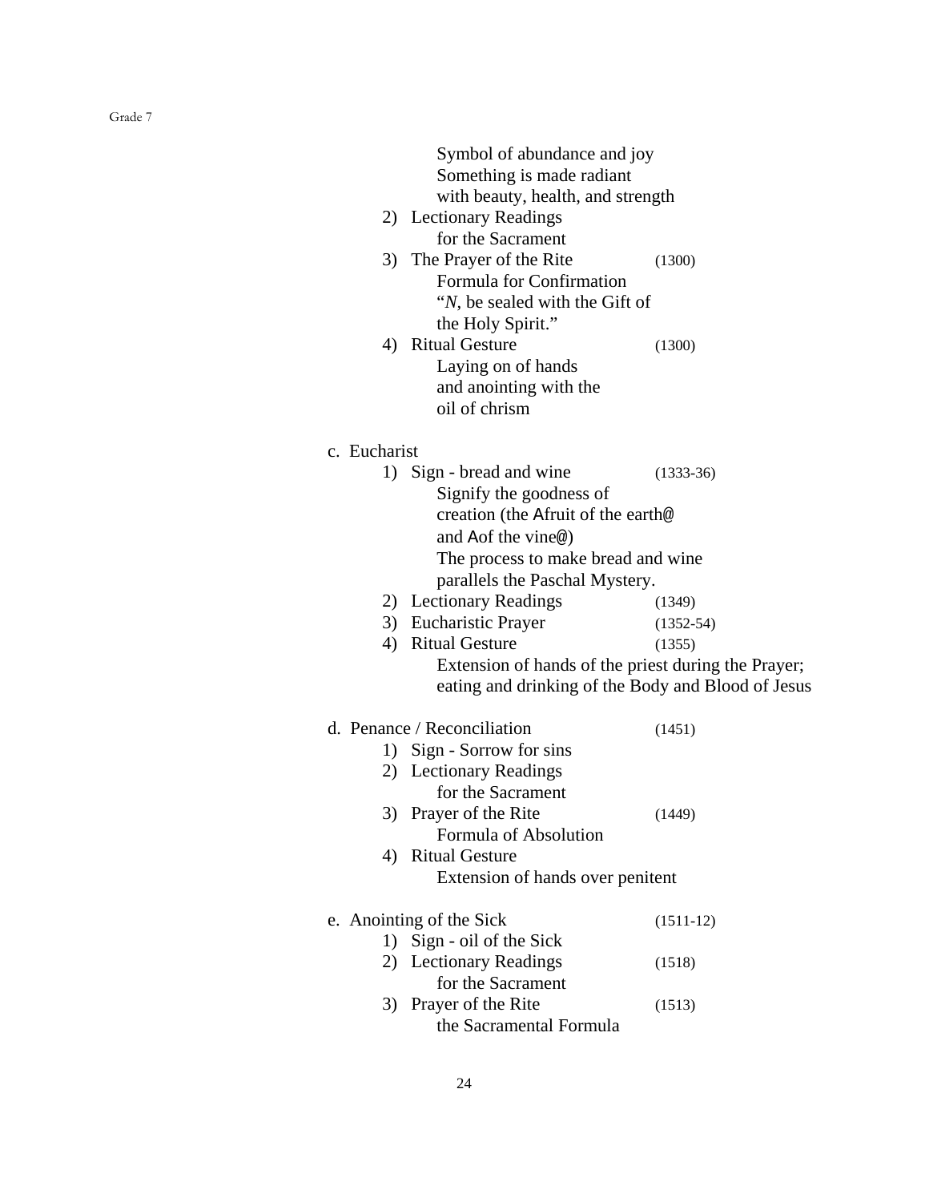Symbol of abundance and joy
Something is made radiant
with beauty, health, and strength

2) Lectionary Readings
for the Sacrament
3) The Prayer of the Rite (1300)
Formula for Confirmation
"*N*, be sealed with the Gift of
the Holy Spirit."
4) Ritual Gesture (1300)
Laying on of hands
and anointing with the
oil of chrism

c. Eucharist

1) Sign - bread and wine (1333-36)
Signify the goodness of
creation (the Afruit of the earth@
and Aof the vine@)
The process to make bread and wine
parallels the Paschal Mystery.
2) Lectionary Readings (1349)
3) Eucharistic Prayer (1352-54)
4) Ritual Gesture (1355)
Extension of hands of the priest during the Prayer;
eating and drinking of the Body and Blood of Jesus

d. Penance / Reconciliation (1451)

1) Sign - Sorrow for sins
2) Lectionary Readings
for the Sacrament
3) Prayer of the Rite (1449)
Formula of Absolution
4) Ritual Gesture
Extension of hands over penitent

e. Anointing of the Sick (1511-12)

1) Sign - oil of the Sick
2) Lectionary Readings (1518)
for the Sacrament
3) Prayer of the Rite (1513)
the Sacramental Formula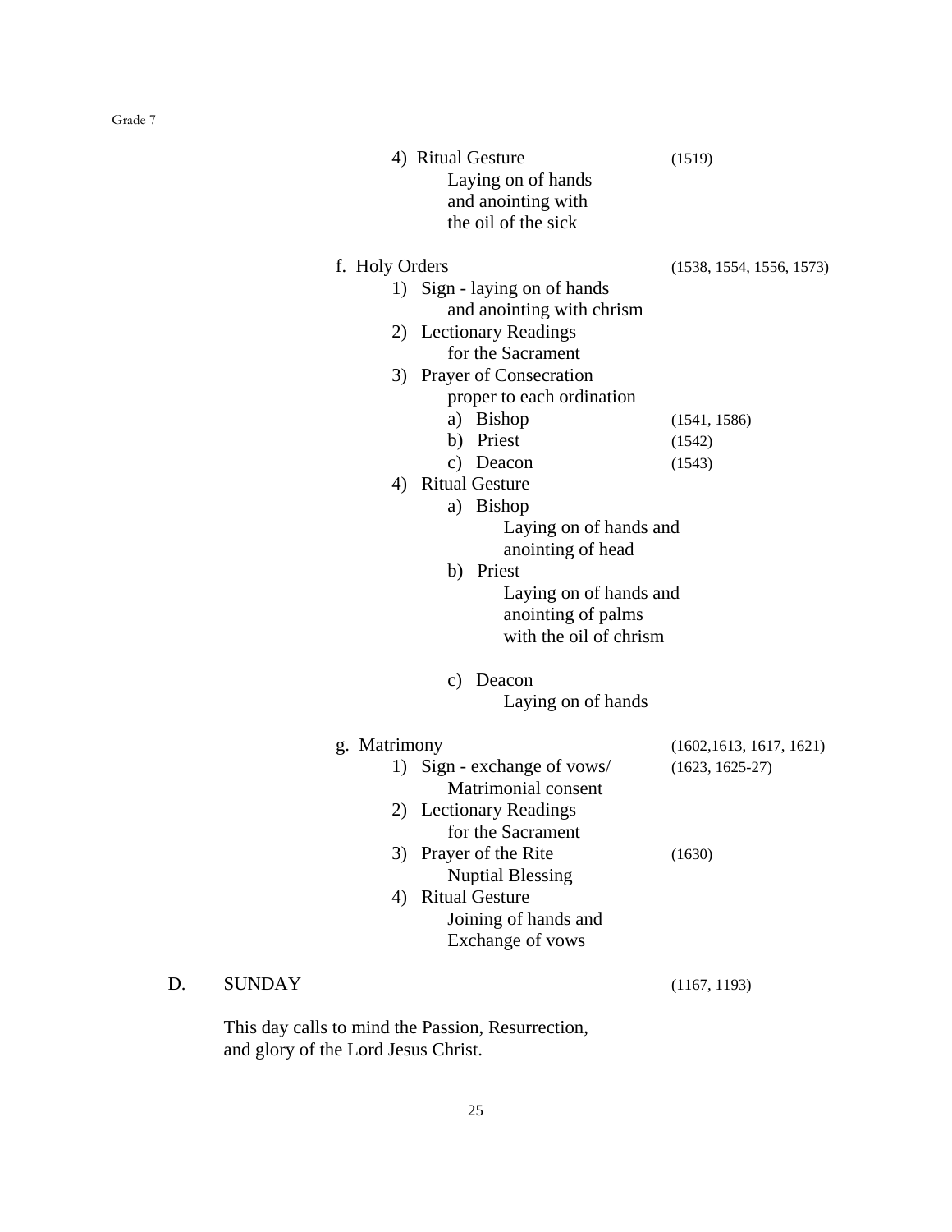4) Ritual Gesture (1519)
   Laying on of hands
   and anointing with
   the oil of the sick

f. Holy Orders (1538, 1554, 1556, 1573)

1) Sign - laying on of hands
   and anointing with chrism
2) Lectionary Readings
   for the Sacrament
3) Prayer of Consecration
   proper to each ordination
   a) Bishop (1541, 1586)
   b) Priest (1542)
   c) Deacon (1543)
4) Ritual Gesture
   a) Bishop
      Laying on of hands and
      anointing of head
   b) Priest
      Laying on of hands and
      anointing of palms
      with the oil of chrism

   c) Deacon
      Laying on of hands

g. Matrimony (1602,1613, 1617, 1621)

1) Sign - exchange of vows/ (1623, 1625-27)
   Matrimonial consent
2) Lectionary Readings
   for the Sacrament
3) Prayer of the Rite (1630)
   Nuptial Blessing
4) Ritual Gesture
   Joining of hands and
   Exchange of vows

## D. SUNDAY (1167, 1193)

This day calls to mind the Passion, Resurrection, and glory of the Lord Jesus Christ.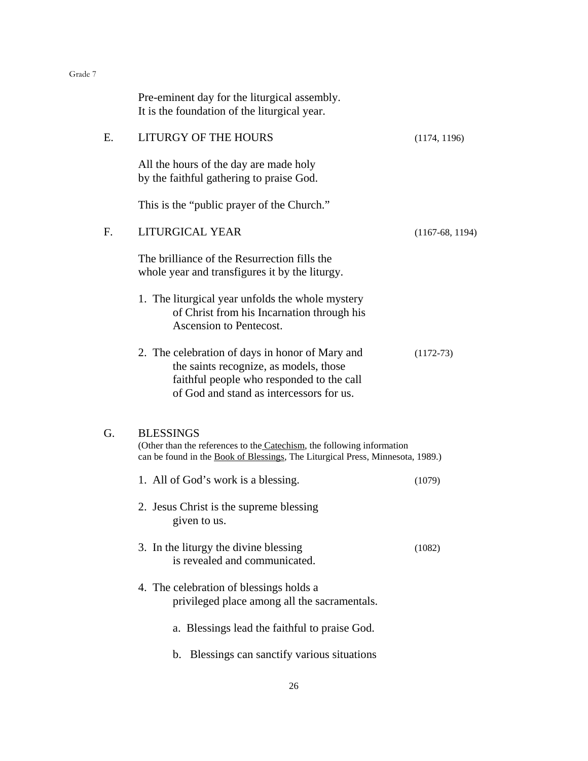Pre-eminent day for the liturgical assembly.
It is the foundation of the liturgical year.

E. LITURGY OF THE HOURS (1174, 1196)

All the hours of the day are made holy
by the faithful gathering to praise God.

This is the "public prayer of the Church."

F. LITURGICAL YEAR (1167-68, 1194)

The brilliance of the Resurrection fills the
whole year and transfigures it by the liturgy.

1. The liturgical year unfolds the whole mystery of Christ from his Incarnation through his Ascension to Pentecost.

2. The celebration of days in honor of Mary and the saints recognize, as models, those faithful people who responded to the call of God and stand as intercessors for us. (1172-73)

G. BLESSINGS
(Other than the references to the Catechism, the following information can be found in the Book of Blessings, The Liturgical Press, Minnesota, 1989.)

1. All of God's work is a blessing. (1079)

2. Jesus Christ is the supreme blessing given to us.

3. In the liturgy the divine blessing is revealed and communicated. (1082)

4. The celebration of blessings holds a privileged place among all the sacramentals.

   a. Blessings lead the faithful to praise God.

   b. Blessings can sanctify various situations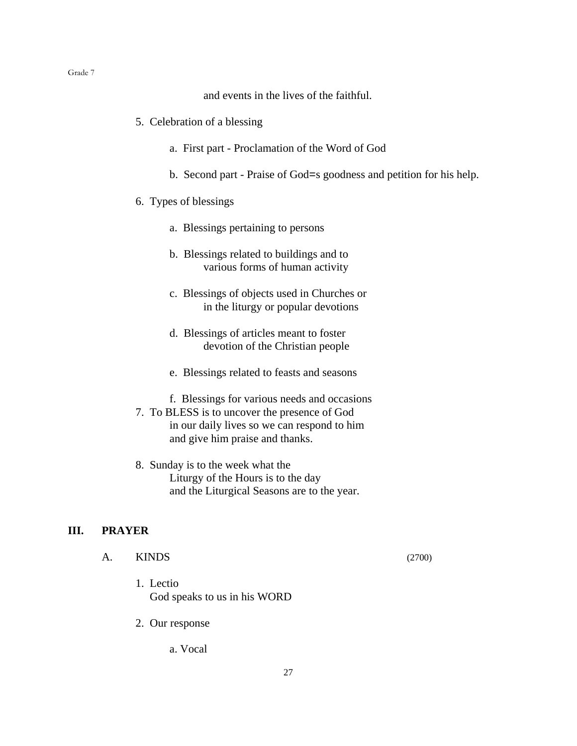and events in the lives of the faithful.

5. Celebration of a blessing

    a. First part - Proclamation of the Word of God

    b. Second part - Praise of God=s goodness and petition for his help.

6. Types of blessings

    a. Blessings pertaining to persons

    b. Blessings related to buildings and to various forms of human activity

    c. Blessings of objects used in Churches or in the liturgy or popular devotions

    d. Blessings of articles meant to foster devotion of the Christian people

    e. Blessings related to feasts and seasons

    f. Blessings for various needs and occasions

7. To BLESS is to uncover the presence of God in our daily lives so we can respond to him and give him praise and thanks.

8. Sunday is to the week what the Liturgy of the Hours is to the day and the Liturgical Seasons are to the year.

## III. PRAYER

### A. KINDS (2700)

1. Lectio
   God speaks to us in his WORD

2. Our response

    a. Vocal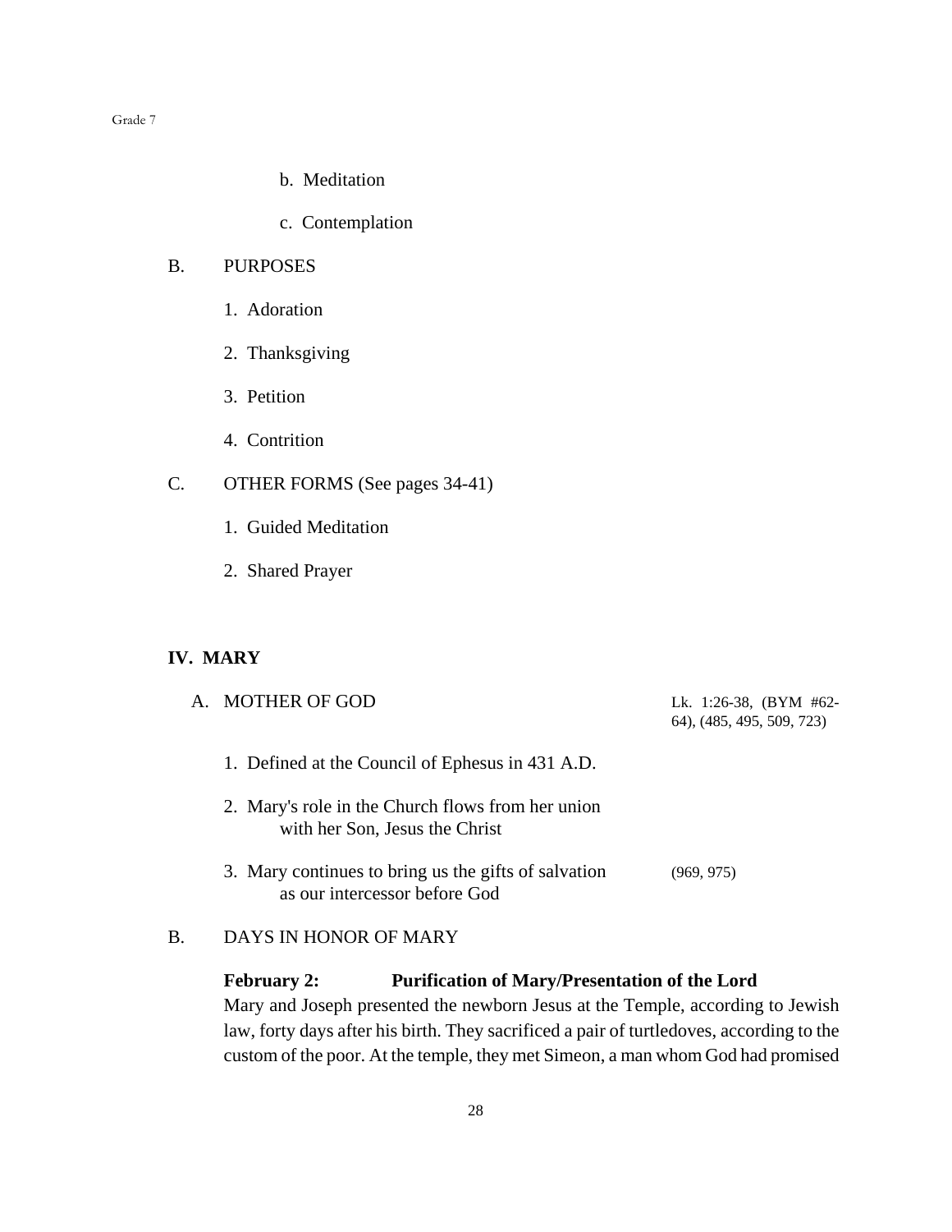b. Meditation

c. Contemplation

B. PURPOSES

1. Adoration

2. Thanksgiving

3. Petition

4. Contrition

C. OTHER FORMS (See pages 34-41)

1. Guided Meditation

2. Shared Prayer

## IV. MARY

A. MOTHER OF GOD — Lk. 1:26-38, (BYM #62-64), (485, 495, 509, 723)

1. Defined at the Council of Ephesus in 431 A.D.

2. Mary's role in the Church flows from her union with her Son, Jesus the Christ

3. Mary continues to bring us the gifts of salvation as our intercessor before God (969, 975)

B. DAYS IN HONOR OF MARY

**February 2: Purification of Mary/Presentation of the Lord**
Mary and Joseph presented the newborn Jesus at the Temple, according to Jewish law, forty days after his birth. They sacrificed a pair of turtledoves, according to the custom of the poor. At the temple, they met Simeon, a man whom God had promised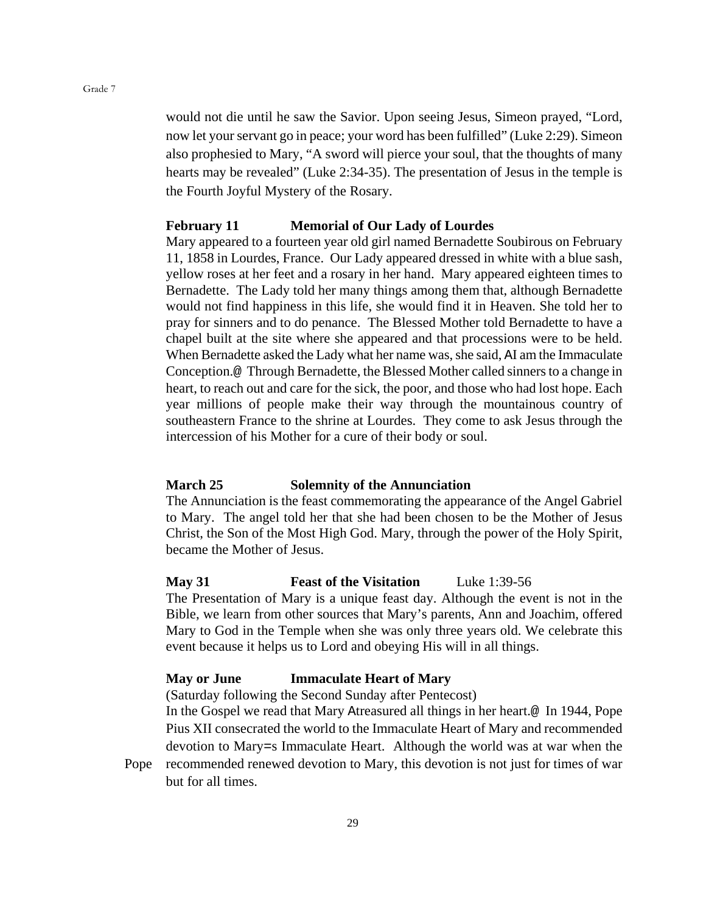would not die until he saw the Savior. Upon seeing Jesus, Simeon prayed, "Lord, now let your servant go in peace; your word has been fulfilled" (Luke 2:29). Simeon also prophesied to Mary, "A sword will pierce your soul, that the thoughts of many hearts may be revealed" (Luke 2:34-35). The presentation of Jesus in the temple is the Fourth Joyful Mystery of the Rosary.

**February 11 Memorial of Our Lady of Lourdes**

Mary appeared to a fourteen year old girl named Bernadette Soubirous on February 11, 1858 in Lourdes, France. Our Lady appeared dressed in white with a blue sash, yellow roses at her feet and a rosary in her hand. Mary appeared eighteen times to Bernadette. The Lady told her many things among them that, although Bernadette would not find happiness in this life, she would find it in Heaven. She told her to pray for sinners and to do penance. The Blessed Mother told Bernadette to have a chapel built at the site where she appeared and that processions were to be held. When Bernadette asked the Lady what her name was, she said, AI am the Immaculate Conception.@ Through Bernadette, the Blessed Mother called sinners to a change in heart, to reach out and care for the sick, the poor, and those who had lost hope. Each year millions of people make their way through the mountainous country of southeastern France to the shrine at Lourdes. They come to ask Jesus through the intercession of his Mother for a cure of their body or soul.

**March 25 Solemnity of the Annunciation**

The Annunciation is the feast commemorating the appearance of the Angel Gabriel to Mary. The angel told her that she had been chosen to be the Mother of Jesus Christ, the Son of the Most High God. Mary, through the power of the Holy Spirit, became the Mother of Jesus.

**May 31 Feast of the Visitation** Luke 1:39-56

The Presentation of Mary is a unique feast day. Although the event is not in the Bible, we learn from other sources that Mary's parents, Ann and Joachim, offered Mary to God in the Temple when she was only three years old. We celebrate this event because it helps us to Lord and obeying His will in all things.

**May or June Immaculate Heart of Mary**

(Saturday following the Second Sunday after Pentecost)

In the Gospel we read that Mary Atreasured all things in her heart.@ In 1944, Pope Pius XII consecrated the world to the Immaculate Heart of Mary and recommended devotion to Mary=s Immaculate Heart. Although the world was at war when the Pope recommended renewed devotion to Mary, this devotion is not just for times of war but for all times.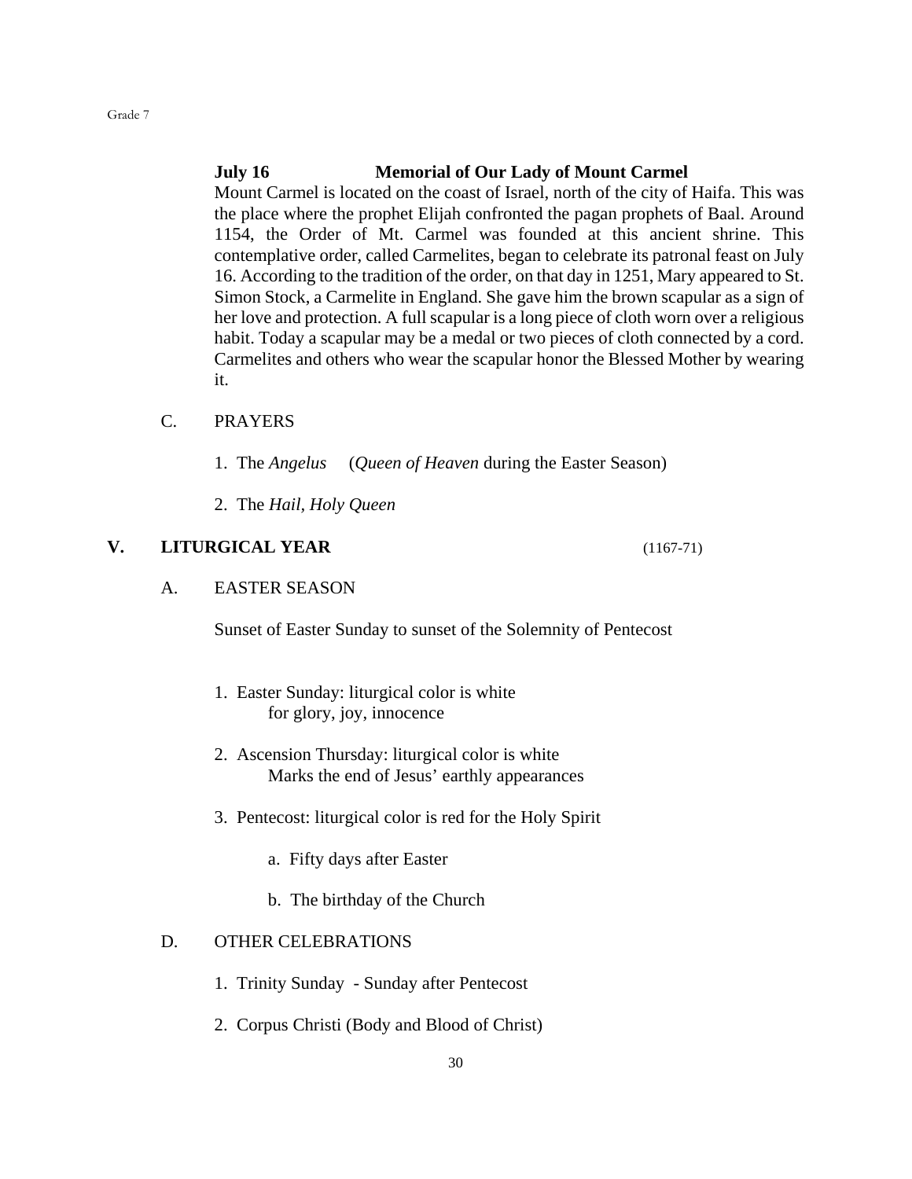**July 16 — Memorial of Our Lady of Mount Carmel**

Mount Carmel is located on the coast of Israel, north of the city of Haifa. This was the place where the prophet Elijah confronted the pagan prophets of Baal. Around 1154, the Order of Mt. Carmel was founded at this ancient shrine. This contemplative order, called Carmelites, began to celebrate its patronal feast on July 16. According to the tradition of the order, on that day in 1251, Mary appeared to St. Simon Stock, a Carmelite in England. She gave him the brown scapular as a sign of her love and protection. A full scapular is a long piece of cloth worn over a religious habit. Today a scapular may be a medal or two pieces of cloth connected by a cord. Carmelites and others who wear the scapular honor the Blessed Mother by wearing it.

C. PRAYERS

1. The *Angelus* (*Queen of Heaven* during the Easter Season)
2. The *Hail, Holy Queen*

## V. LITURGICAL YEAR (1167-71)

A. EASTER SEASON

Sunset of Easter Sunday to sunset of the Solemnity of Pentecost

1. Easter Sunday: liturgical color is white
   for glory, joy, innocence
2. Ascension Thursday: liturgical color is white
   Marks the end of Jesus' earthly appearances
3. Pentecost: liturgical color is red for the Holy Spirit
   a. Fifty days after Easter
   b. The birthday of the Church

D. OTHER CELEBRATIONS

1. Trinity Sunday - Sunday after Pentecost
2. Corpus Christi (Body and Blood of Christ)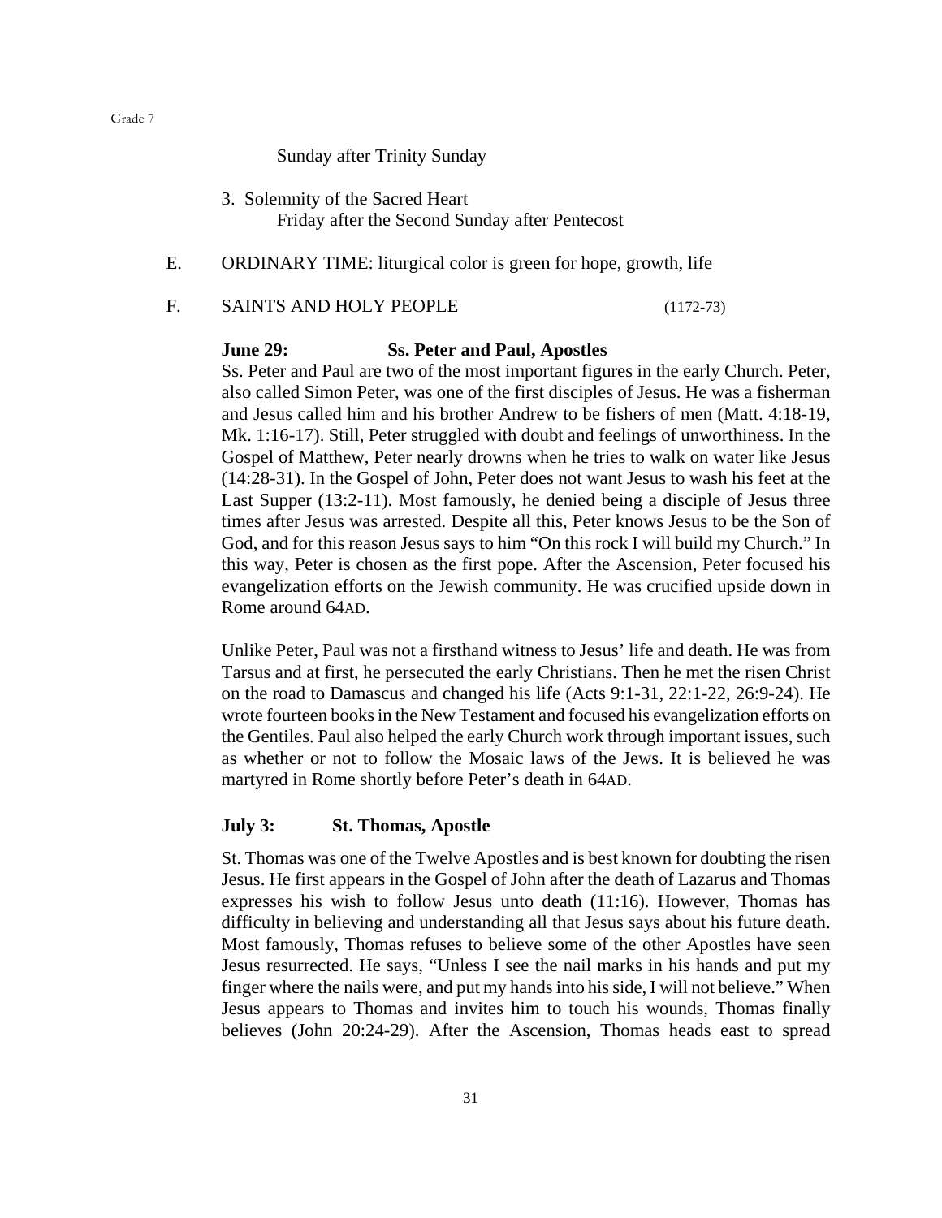Sunday after Trinity Sunday

3. Solemnity of the Sacred Heart
   Friday after the Second Sunday after Pentecost

E. ORDINARY TIME: liturgical color is green for hope, growth, life

F. SAINTS AND HOLY PEOPLE (1172-73)

**June 29: Ss. Peter and Paul, Apostles**

Ss. Peter and Paul are two of the most important figures in the early Church. Peter, also called Simon Peter, was one of the first disciples of Jesus. He was a fisherman and Jesus called him and his brother Andrew to be fishers of men (Matt. 4:18-19, Mk. 1:16-17). Still, Peter struggled with doubt and feelings of unworthiness. In the Gospel of Matthew, Peter nearly drowns when he tries to walk on water like Jesus (14:28-31). In the Gospel of John, Peter does not want Jesus to wash his feet at the Last Supper (13:2-11). Most famously, he denied being a disciple of Jesus three times after Jesus was arrested. Despite all this, Peter knows Jesus to be the Son of God, and for this reason Jesus says to him "On this rock I will build my Church." In this way, Peter is chosen as the first pope. After the Ascension, Peter focused his evangelization efforts on the Jewish community. He was crucified upside down in Rome around 64AD.

Unlike Peter, Paul was not a firsthand witness to Jesus' life and death. He was from Tarsus and at first, he persecuted the early Christians. Then he met the risen Christ on the road to Damascus and changed his life (Acts 9:1-31, 22:1-22, 26:9-24). He wrote fourteen books in the New Testament and focused his evangelization efforts on the Gentiles. Paul also helped the early Church work through important issues, such as whether or not to follow the Mosaic laws of the Jews. It is believed he was martyred in Rome shortly before Peter's death in 64AD.

**July 3: St. Thomas, Apostle**

St. Thomas was one of the Twelve Apostles and is best known for doubting the risen Jesus. He first appears in the Gospel of John after the death of Lazarus and Thomas expresses his wish to follow Jesus unto death (11:16). However, Thomas has difficulty in believing and understanding all that Jesus says about his future death. Most famously, Thomas refuses to believe some of the other Apostles have seen Jesus resurrected. He says, "Unless I see the nail marks in his hands and put my finger where the nails were, and put my hands into his side, I will not believe." When Jesus appears to Thomas and invites him to touch his wounds, Thomas finally believes (John 20:24-29). After the Ascension, Thomas heads east to spread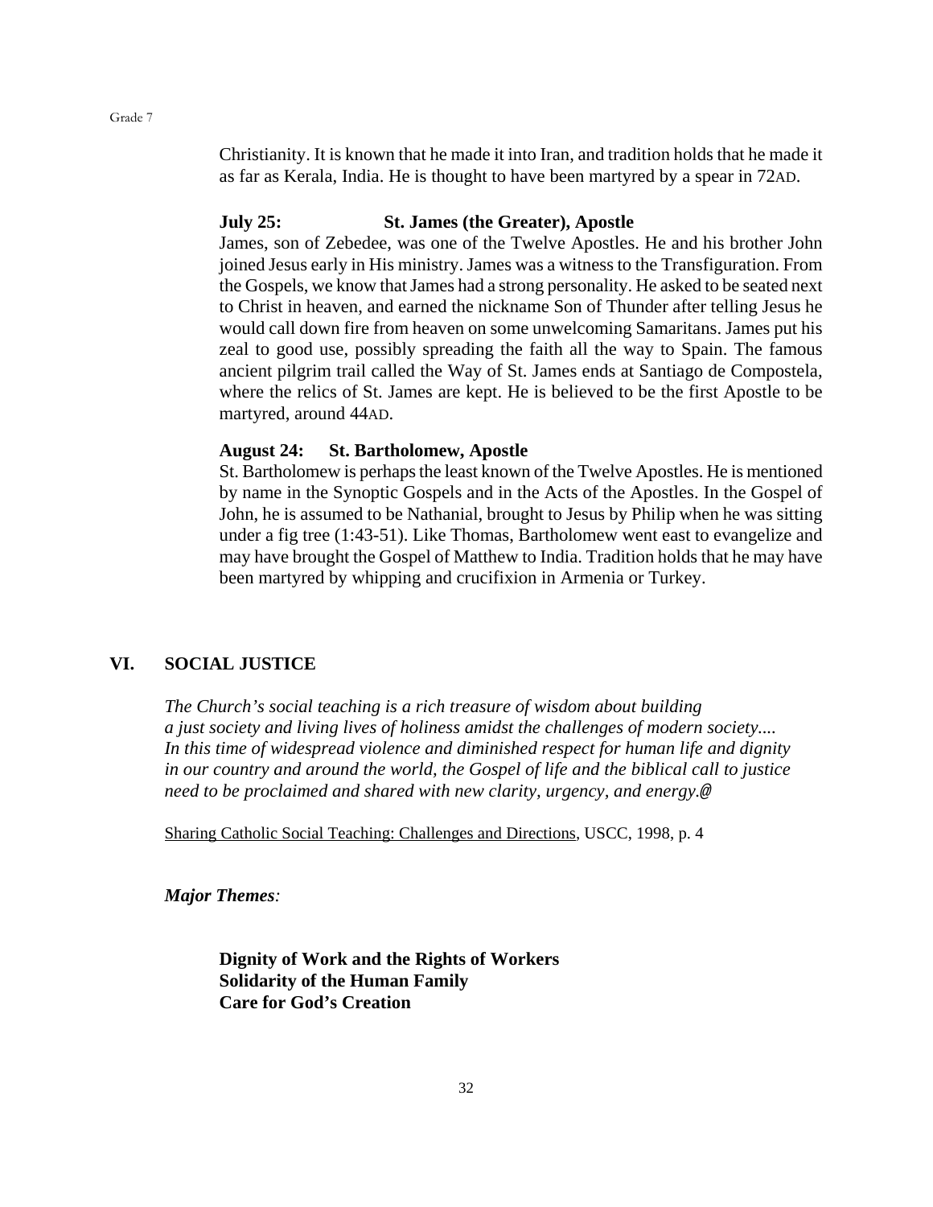Christianity. It is known that he made it into Iran, and tradition holds that he made it as far as Kerala, India. He is thought to have been martyred by a spear in 72AD.

**July 25: St. James (the Greater), Apostle**

James, son of Zebedee, was one of the Twelve Apostles. He and his brother John joined Jesus early in His ministry. James was a witness to the Transfiguration. From the Gospels, we know that James had a strong personality. He asked to be seated next to Christ in heaven, and earned the nickname Son of Thunder after telling Jesus he would call down fire from heaven on some unwelcoming Samaritans. James put his zeal to good use, possibly spreading the faith all the way to Spain. The famous ancient pilgrim trail called the Way of St. James ends at Santiago de Compostela, where the relics of St. James are kept. He is believed to be the first Apostle to be martyred, around 44AD.

**August 24: St. Bartholomew, Apostle**

St. Bartholomew is perhaps the least known of the Twelve Apostles. He is mentioned by name in the Synoptic Gospels and in the Acts of the Apostles. In the Gospel of John, he is assumed to be Nathanial, brought to Jesus by Philip when he was sitting under a fig tree (1:43-51). Like Thomas, Bartholomew went east to evangelize and may have brought the Gospel of Matthew to India. Tradition holds that he may have been martyred by whipping and crucifixion in Armenia or Turkey.

## VI. SOCIAL JUSTICE

*The Church's social teaching is a rich treasure of wisdom about building a just society and living lives of holiness amidst the challenges of modern society.... In this time of widespread violence and diminished respect for human life and dignity in our country and around the world, the Gospel of life and the biblical call to justice need to be proclaimed and shared with new clarity, urgency, and energy.@*

Sharing Catholic Social Teaching: Challenges and Directions, USCC, 1998, p. 4

***Major Themes:***

**Dignity of Work and the Rights of Workers**
**Solidarity of the Human Family**
**Care for God's Creation**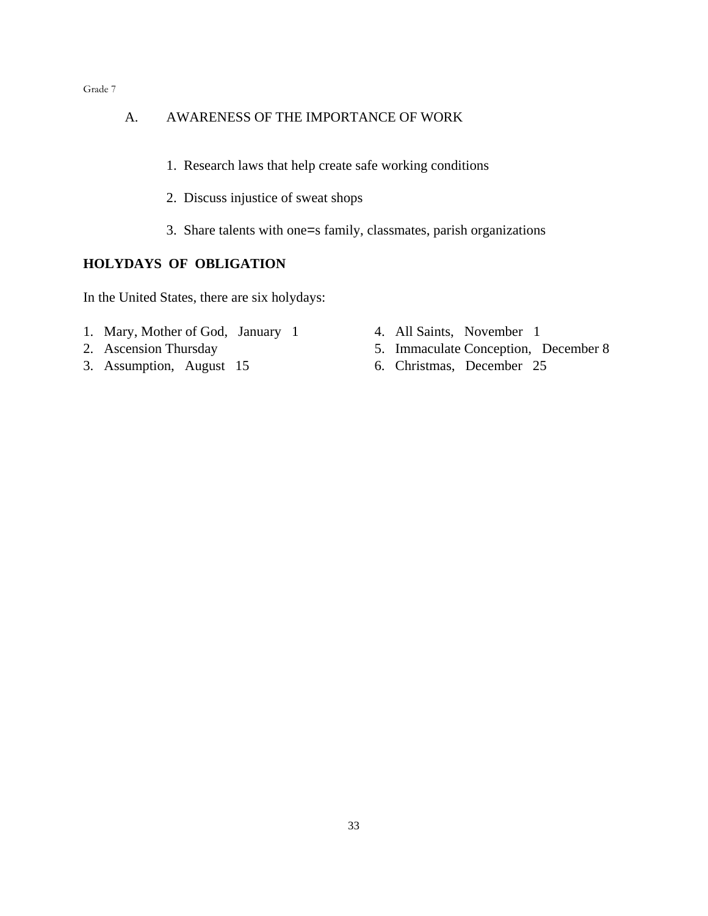A. AWARENESS OF THE IMPORTANCE OF WORK

1. Research laws that help create safe working conditions
2. Discuss injustice of sweat shops
3. Share talents with one=s family, classmates, parish organizations

**HOLYDAYS OF OBLIGATION**

In the United States, there are six holydays:

1. Mary, Mother of God, January 1
2. Ascension Thursday
3. Assumption, August 15
4. All Saints, November 1
5. Immaculate Conception, December 8
6. Christmas, December 25